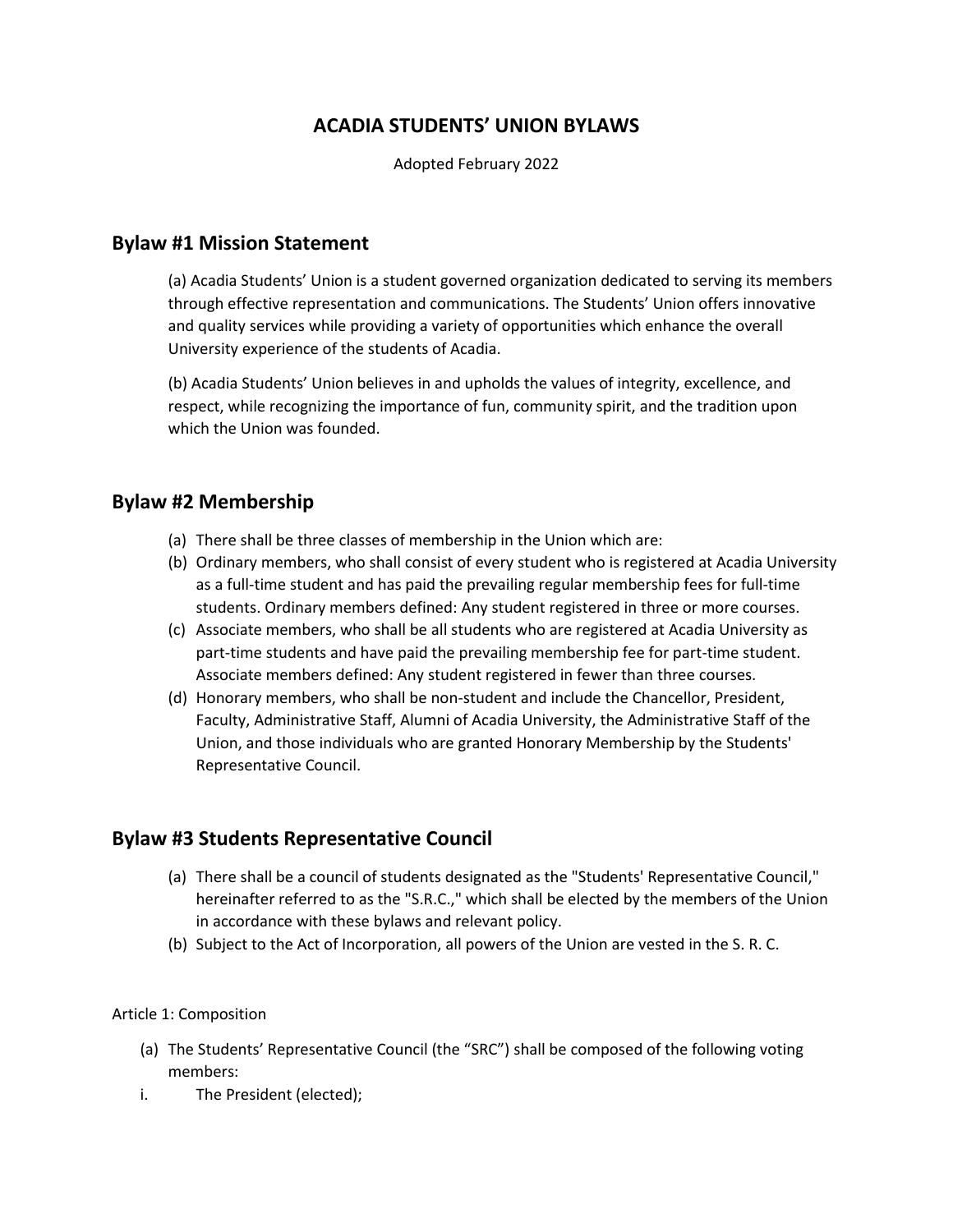# ACADIA STUDENTS' UNION BYLAWS

Adopted February 2022

## Bylaw #1 Mission Statement

(a) Acadia Students' Union is a student governed organization dedicated to serving its members through effective representation and communications. The Students' Union offers innovative and quality services while providing a variety of opportunities which enhance the overall University experience of the students of Acadia.

(b) Acadia Students' Union believes in and upholds the values of integrity, excellence, and respect, while recognizing the importance of fun, community spirit, and the tradition upon which the Union was founded.

## Bylaw #2 Membership

(a) There shall be three classes of membership in the Union which are:

(b) Ordinary members, who shall consist of every student who is registered at Acadia University as a full-time student and has paid the prevailing regular membership fees for full-time students. Ordinary members defined: Any student registered in three or more courses.

(c) Associate members, who shall be all students who are registered at Acadia University as part-time students and have paid the prevailing membership fee for part-time student. Associate members defined: Any student registered in fewer than three courses.

(d) Honorary members, who shall be non-student and include the Chancellor, President, Faculty, Administrative Staff, Alumni of Acadia University, the Administrative Staff of the Union, and those individuals who are granted Honorary Membership by the Students' Representative Council.

## Bylaw #3 Students Representative Council

(a) There shall be a council of students designated as the "Students' Representative Council," hereinafter referred to as the "S.R.C.," which shall be elected by the members of the Union in accordance with these bylaws and relevant policy.

(b) Subject to the Act of Incorporation, all powers of the Union are vested in the S. R. C.

Article 1: Composition

(a) The Students' Representative Council (the "SRC") shall be composed of the following voting members:

i. The President (elected);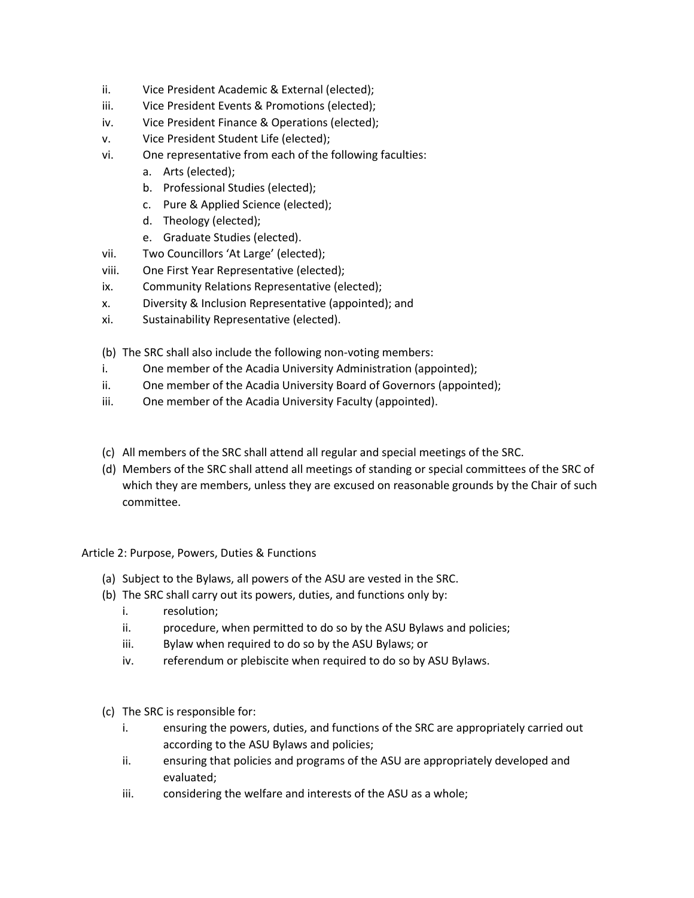ii. Vice President Academic & External (elected);
iii. Vice President Events & Promotions (elected);
iv. Vice President Finance & Operations (elected);
v. Vice President Student Life (elected);
vi. One representative from each of the following faculties:
   a. Arts (elected);
   b. Professional Studies (elected);
   c. Pure & Applied Science (elected);
   d. Theology (elected);
   e. Graduate Studies (elected).
vii. Two Councillors 'At Large' (elected);
viii. One First Year Representative (elected);
ix. Community Relations Representative (elected);
x. Diversity & Inclusion Representative (appointed); and
xi. Sustainability Representative (elected).

(b) The SRC shall also include the following non-voting members:
i. One member of the Acadia University Administration (appointed);
ii. One member of the Acadia University Board of Governors (appointed);
iii. One member of the Acadia University Faculty (appointed).

(c) All members of the SRC shall attend all regular and special meetings of the SRC.
(d) Members of the SRC shall attend all meetings of standing or special committees of the SRC of which they are members, unless they are excused on reasonable grounds by the Chair of such committee.

## Article 2: Purpose, Powers, Duties & Functions

(a) Subject to the Bylaws, all powers of the ASU are vested in the SRC.
(b) The SRC shall carry out its powers, duties, and functions only by:
   i. resolution;
   ii. procedure, when permitted to do so by the ASU Bylaws and policies;
   iii. Bylaw when required to do so by the ASU Bylaws; or
   iv. referendum or plebiscite when required to do so by ASU Bylaws.

(c) The SRC is responsible for:
   i. ensuring the powers, duties, and functions of the SRC are appropriately carried out according to the ASU Bylaws and policies;
   ii. ensuring that policies and programs of the ASU are appropriately developed and evaluated;
   iii. considering the welfare and interests of the ASU as a whole;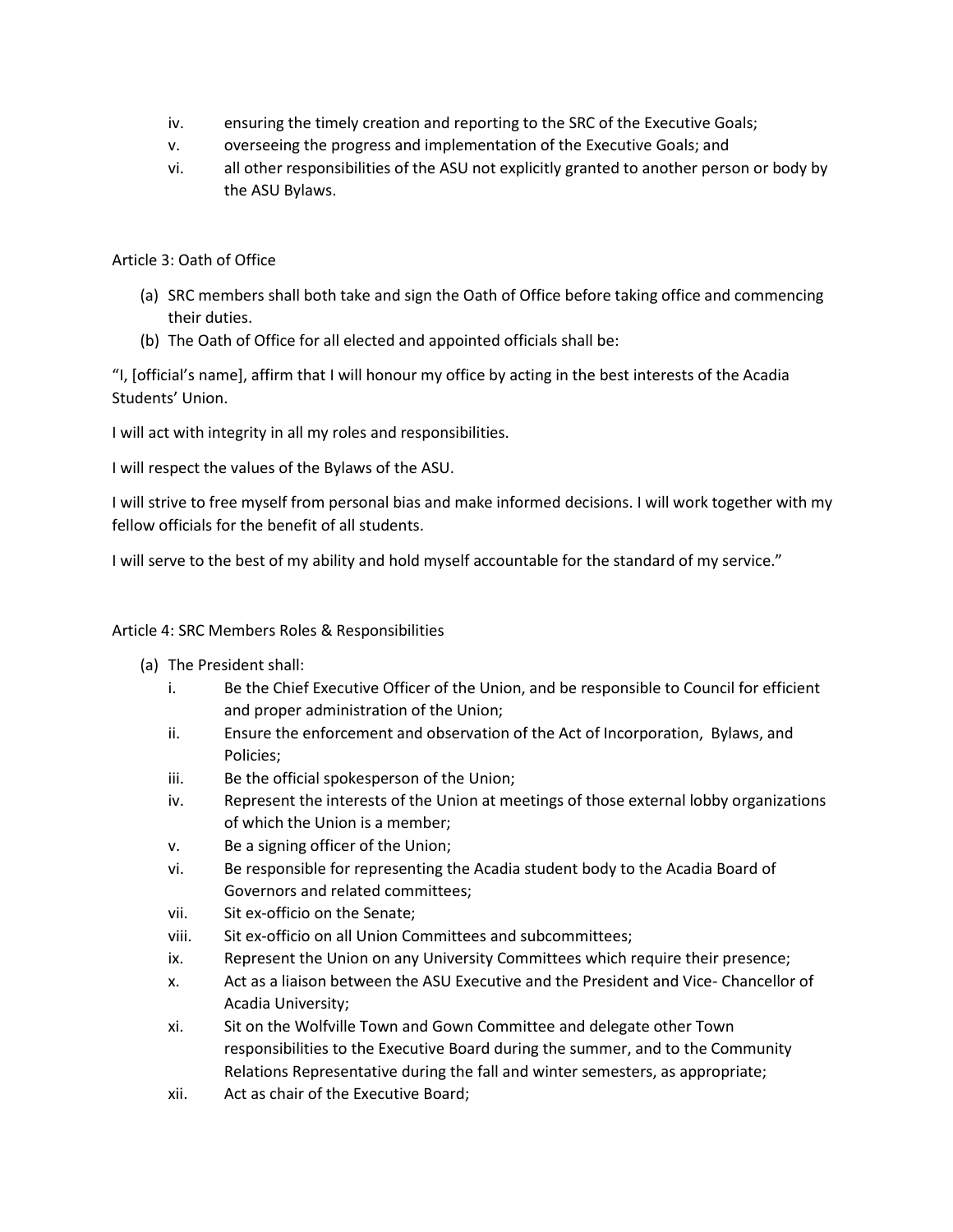iv. ensuring the timely creation and reporting to the SRC of the Executive Goals;
v. overseeing the progress and implementation of the Executive Goals; and
vi. all other responsibilities of the ASU not explicitly granted to another person or body by the ASU Bylaws.

Article 3: Oath of Office

(a) SRC members shall both take and sign the Oath of Office before taking office and commencing their duties.
(b) The Oath of Office for all elected and appointed officials shall be:

"I, [official's name], affirm that I will honour my office by acting in the best interests of the Acadia Students' Union.

I will act with integrity in all my roles and responsibilities.

I will respect the values of the Bylaws of the ASU.

I will strive to free myself from personal bias and make informed decisions. I will work together with my fellow officials for the benefit of all students.

I will serve to the best of my ability and hold myself accountable for the standard of my service."

Article 4: SRC Members Roles & Responsibilities

(a) The President shall:
  i. Be the Chief Executive Officer of the Union, and be responsible to Council for efficient and proper administration of the Union;
  ii. Ensure the enforcement and observation of the Act of Incorporation, Bylaws, and Policies;
  iii. Be the official spokesperson of the Union;
  iv. Represent the interests of the Union at meetings of those external lobby organizations of which the Union is a member;
  v. Be a signing officer of the Union;
  vi. Be responsible for representing the Acadia student body to the Acadia Board of Governors and related committees;
  vii. Sit ex-officio on the Senate;
  viii. Sit ex-officio on all Union Committees and subcommittees;
  ix. Represent the Union on any University Committees which require their presence;
  x. Act as a liaison between the ASU Executive and the President and Vice- Chancellor of Acadia University;
  xi. Sit on the Wolfville Town and Gown Committee and delegate other Town responsibilities to the Executive Board during the summer, and to the Community Relations Representative during the fall and winter semesters, as appropriate;
  xii. Act as chair of the Executive Board;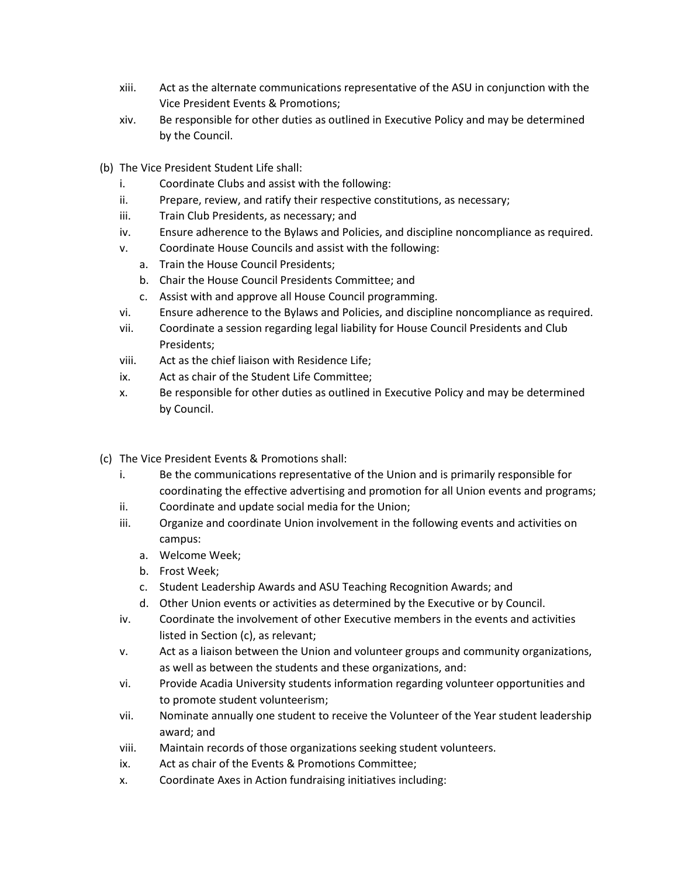xiii. Act as the alternate communications representative of the ASU in conjunction with the Vice President Events & Promotions;

xiv. Be responsible for other duties as outlined in Executive Policy and may be determined by the Council.

(b) The Vice President Student Life shall:

i. Coordinate Clubs and assist with the following:

ii. Prepare, review, and ratify their respective constitutions, as necessary;

iii. Train Club Presidents, as necessary; and

iv. Ensure adherence to the Bylaws and Policies, and discipline noncompliance as required.

v. Coordinate House Councils and assist with the following:

   a. Train the House Council Presidents;
   b. Chair the House Council Presidents Committee; and
   c. Assist with and approve all House Council programming.

vi. Ensure adherence to the Bylaws and Policies, and discipline noncompliance as required.

vii. Coordinate a session regarding legal liability for House Council Presidents and Club Presidents;

viii. Act as the chief liaison with Residence Life;

ix. Act as chair of the Student Life Committee;

x. Be responsible for other duties as outlined in Executive Policy and may be determined by Council.

(c) The Vice President Events & Promotions shall:

i. Be the communications representative of the Union and is primarily responsible for coordinating the effective advertising and promotion for all Union events and programs;

ii. Coordinate and update social media for the Union;

iii. Organize and coordinate Union involvement in the following events and activities on campus:

   a. Welcome Week;
   b. Frost Week;
   c. Student Leadership Awards and ASU Teaching Recognition Awards; and
   d. Other Union events or activities as determined by the Executive or by Council.

iv. Coordinate the involvement of other Executive members in the events and activities listed in Section (c), as relevant;

v. Act as a liaison between the Union and volunteer groups and community organizations, as well as between the students and these organizations, and:

vi. Provide Acadia University students information regarding volunteer opportunities and to promote student volunteerism;

vii. Nominate annually one student to receive the Volunteer of the Year student leadership award; and

viii. Maintain records of those organizations seeking student volunteers.

ix. Act as chair of the Events & Promotions Committee;

x. Coordinate Axes in Action fundraising initiatives including: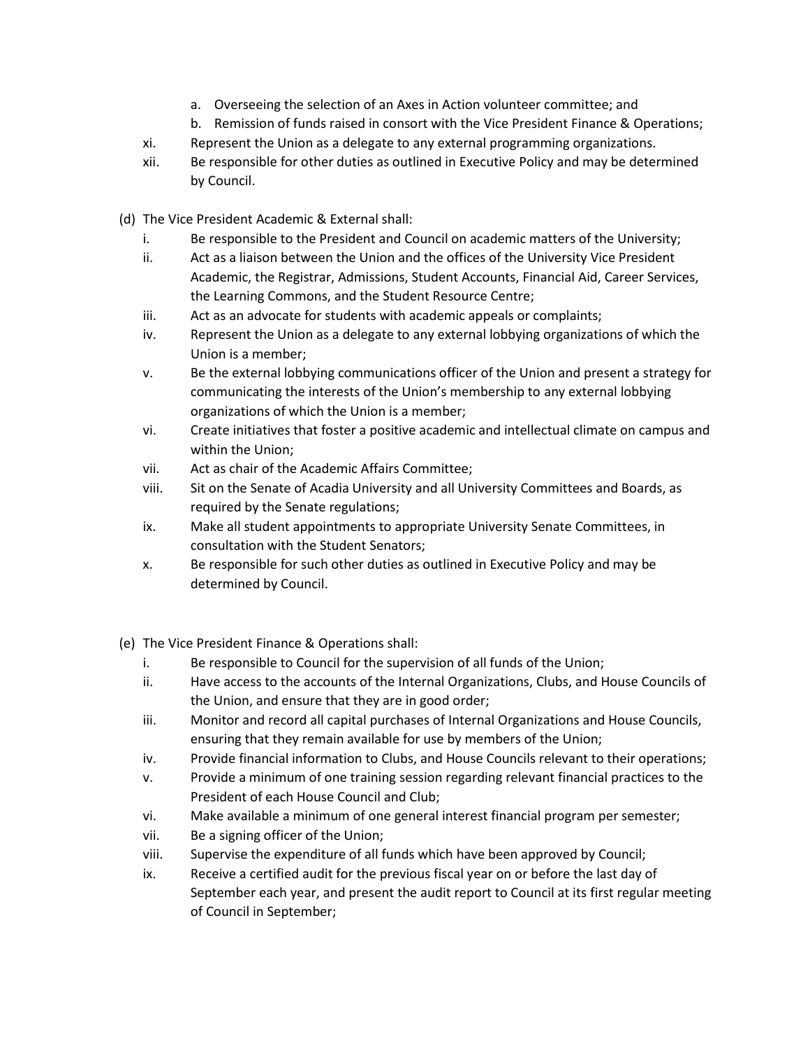a. Overseeing the selection of an Axes in Action volunteer committee; and
b. Remission of funds raised in consort with the Vice President Finance & Operations;

xi. Represent the Union as a delegate to any external programming organizations.

xii. Be responsible for other duties as outlined in Executive Policy and may be determined by Council.

(d) The Vice President Academic & External shall:

i. Be responsible to the President and Council on academic matters of the University;

ii. Act as a liaison between the Union and the offices of the University Vice President Academic, the Registrar, Admissions, Student Accounts, Financial Aid, Career Services, the Learning Commons, and the Student Resource Centre;

iii. Act as an advocate for students with academic appeals or complaints;

iv. Represent the Union as a delegate to any external lobbying organizations of which the Union is a member;

v. Be the external lobbying communications officer of the Union and present a strategy for communicating the interests of the Union's membership to any external lobbying organizations of which the Union is a member;

vi. Create initiatives that foster a positive academic and intellectual climate on campus and within the Union;

vii. Act as chair of the Academic Affairs Committee;

viii. Sit on the Senate of Acadia University and all University Committees and Boards, as required by the Senate regulations;

ix. Make all student appointments to appropriate University Senate Committees, in consultation with the Student Senators;

x. Be responsible for such other duties as outlined in Executive Policy and may be determined by Council.

(e) The Vice President Finance & Operations shall:

i. Be responsible to Council for the supervision of all funds of the Union;

ii. Have access to the accounts of the Internal Organizations, Clubs, and House Councils of the Union, and ensure that they are in good order;

iii. Monitor and record all capital purchases of Internal Organizations and House Councils, ensuring that they remain available for use by members of the Union;

iv. Provide financial information to Clubs, and House Councils relevant to their operations;

v. Provide a minimum of one training session regarding relevant financial practices to the President of each House Council and Club;

vi. Make available a minimum of one general interest financial program per semester;

vii. Be a signing officer of the Union;

viii. Supervise the expenditure of all funds which have been approved by Council;

ix. Receive a certified audit for the previous fiscal year on or before the last day of September each year, and present the audit report to Council at its first regular meeting of Council in September;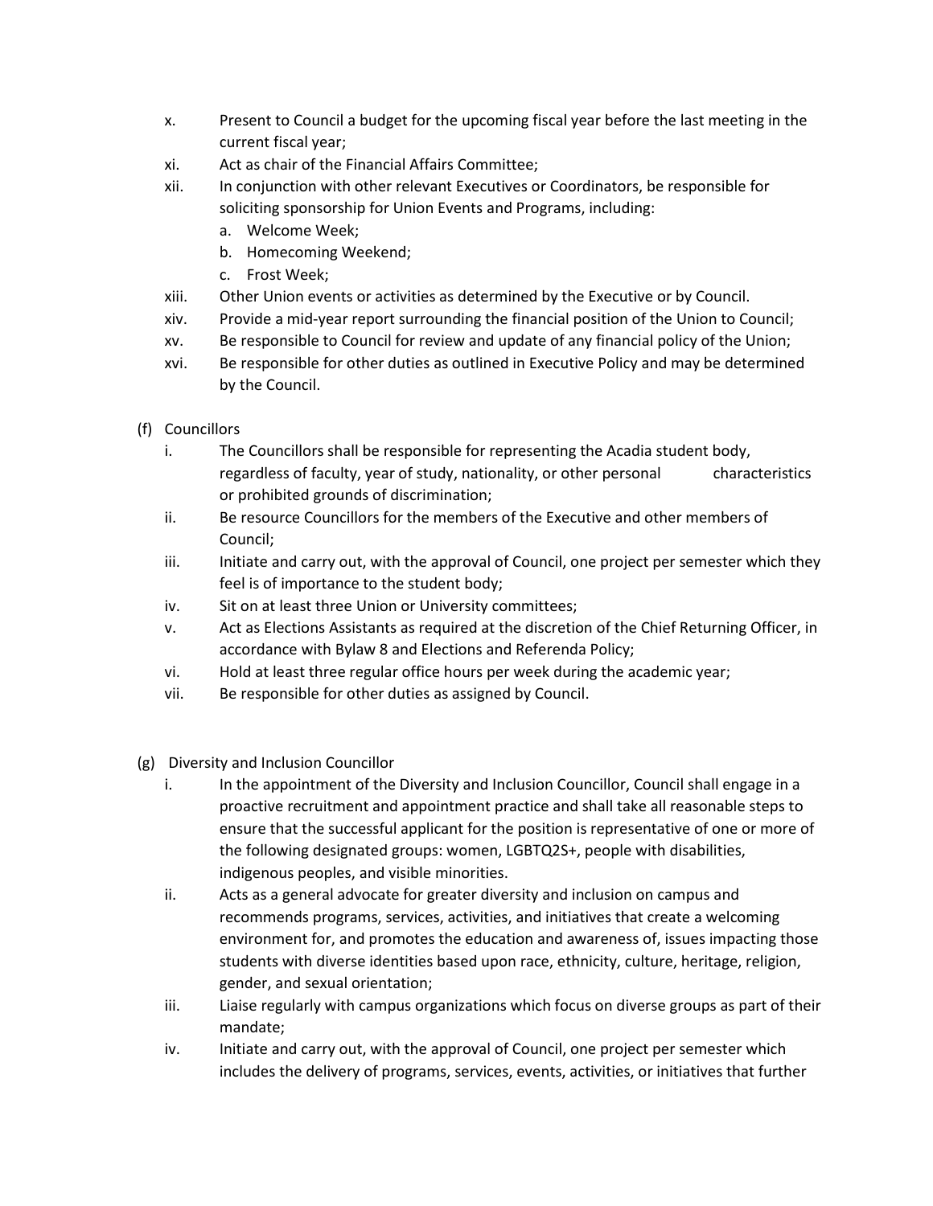x. Present to Council a budget for the upcoming fiscal year before the last meeting in the current fiscal year;

xi. Act as chair of the Financial Affairs Committee;

xii. In conjunction with other relevant Executives or Coordinators, be responsible for soliciting sponsorship for Union Events and Programs, including:
   a. Welcome Week;
   b. Homecoming Weekend;
   c. Frost Week;

xiii. Other Union events or activities as determined by the Executive or by Council.

xiv. Provide a mid-year report surrounding the financial position of the Union to Council;

xv. Be responsible to Council for review and update of any financial policy of the Union;

xvi. Be responsible for other duties as outlined in Executive Policy and may be determined by the Council.

(f) Councillors

i. The Councillors shall be responsible for representing the Acadia student body, regardless of faculty, year of study, nationality, or other personal characteristics or prohibited grounds of discrimination;

ii. Be resource Councillors for the members of the Executive and other members of Council;

iii. Initiate and carry out, with the approval of Council, one project per semester which they feel is of importance to the student body;

iv. Sit on at least three Union or University committees;

v. Act as Elections Assistants as required at the discretion of the Chief Returning Officer, in accordance with Bylaw 8 and Elections and Referenda Policy;

vi. Hold at least three regular office hours per week during the academic year;

vii. Be responsible for other duties as assigned by Council.

(g) Diversity and Inclusion Councillor

i. In the appointment of the Diversity and Inclusion Councillor, Council shall engage in a proactive recruitment and appointment practice and shall take all reasonable steps to ensure that the successful applicant for the position is representative of one or more of the following designated groups: women, LGBTQ2S+, people with disabilities, indigenous peoples, and visible minorities.

ii. Acts as a general advocate for greater diversity and inclusion on campus and recommends programs, services, activities, and initiatives that create a welcoming environment for, and promotes the education and awareness of, issues impacting those students with diverse identities based upon race, ethnicity, culture, heritage, religion, gender, and sexual orientation;

iii. Liaise regularly with campus organizations which focus on diverse groups as part of their mandate;

iv. Initiate and carry out, with the approval of Council, one project per semester which includes the delivery of programs, services, events, activities, or initiatives that further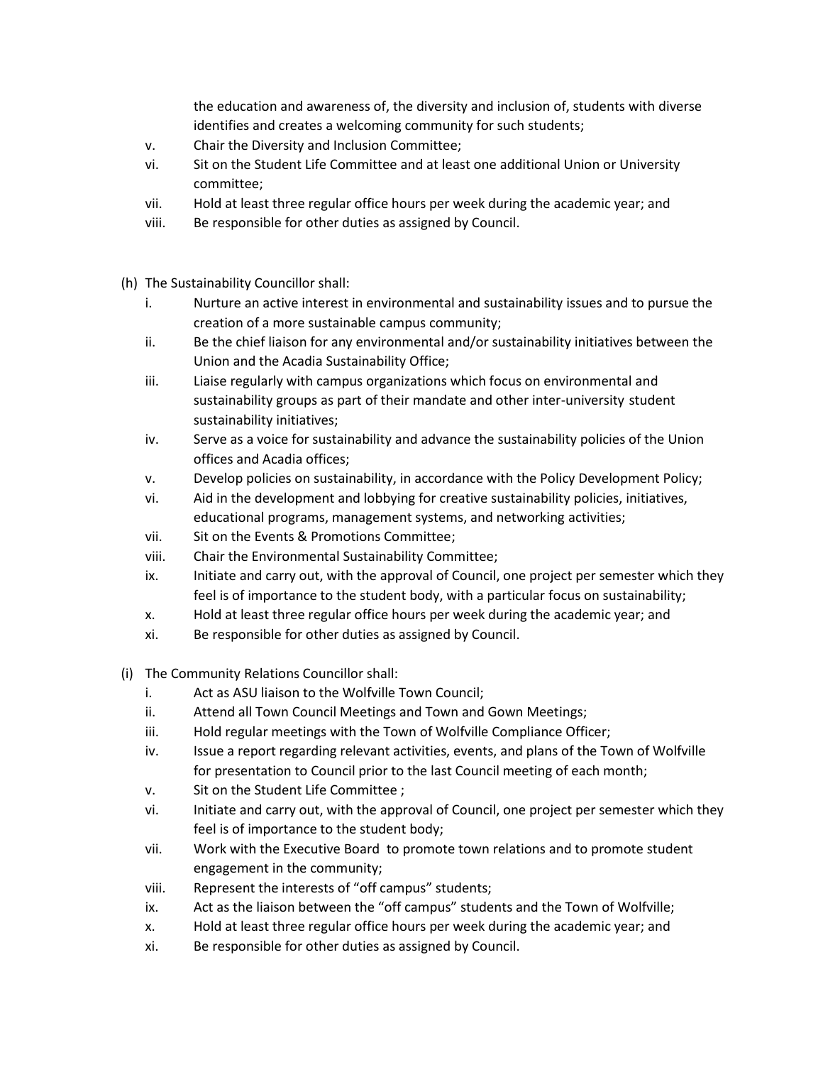the education and awareness of, the diversity and inclusion of, students with diverse identifies and creates a welcoming community for such students;

v. Chair the Diversity and Inclusion Committee;

vi. Sit on the Student Life Committee and at least one additional Union or University committee;

vii. Hold at least three regular office hours per week during the academic year; and

viii. Be responsible for other duties as assigned by Council.

(h) The Sustainability Councillor shall:

i. Nurture an active interest in environmental and sustainability issues and to pursue the creation of a more sustainable campus community;

ii. Be the chief liaison for any environmental and/or sustainability initiatives between the Union and the Acadia Sustainability Office;

iii. Liaise regularly with campus organizations which focus on environmental and sustainability groups as part of their mandate and other inter-university student sustainability initiatives;

iv. Serve as a voice for sustainability and advance the sustainability policies of the Union offices and Acadia offices;

v. Develop policies on sustainability, in accordance with the Policy Development Policy;

vi. Aid in the development and lobbying for creative sustainability policies, initiatives, educational programs, management systems, and networking activities;

vii. Sit on the Events & Promotions Committee;

viii. Chair the Environmental Sustainability Committee;

ix. Initiate and carry out, with the approval of Council, one project per semester which they feel is of importance to the student body, with a particular focus on sustainability;

x. Hold at least three regular office hours per week during the academic year; and

xi. Be responsible for other duties as assigned by Council.

(i) The Community Relations Councillor shall:

i. Act as ASU liaison to the Wolfville Town Council;

ii. Attend all Town Council Meetings and Town and Gown Meetings;

iii. Hold regular meetings with the Town of Wolfville Compliance Officer;

iv. Issue a report regarding relevant activities, events, and plans of the Town of Wolfville for presentation to Council prior to the last Council meeting of each month;

v. Sit on the Student Life Committee ;

vi. Initiate and carry out, with the approval of Council, one project per semester which they feel is of importance to the student body;

vii. Work with the Executive Board to promote town relations and to promote student engagement in the community;

viii. Represent the interests of "off campus" students;

ix. Act as the liaison between the "off campus" students and the Town of Wolfville;

x. Hold at least three regular office hours per week during the academic year; and

xi. Be responsible for other duties as assigned by Council.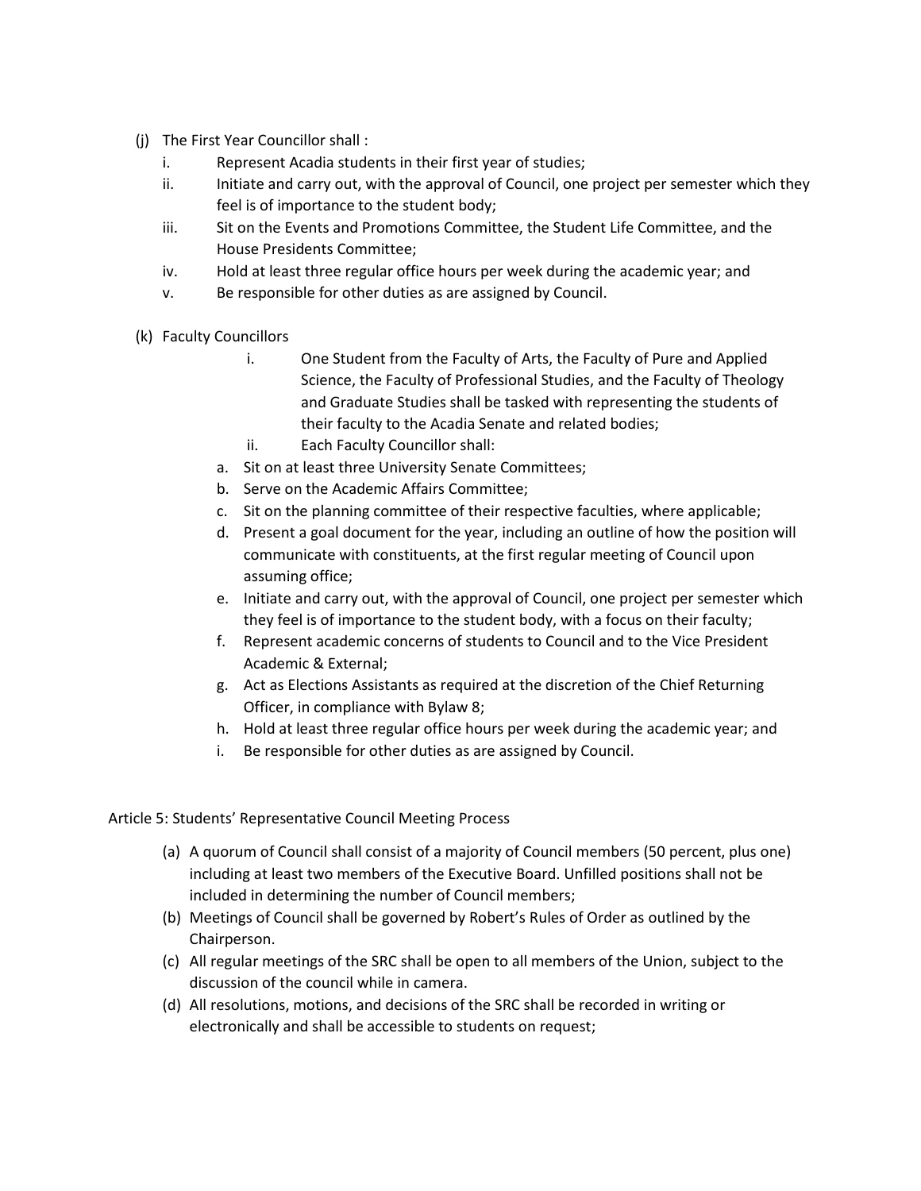(j) The First Year Councillor shall :

   i. Represent Acadia students in their first year of studies;
   ii. Initiate and carry out, with the approval of Council, one project per semester which they feel is of importance to the student body;
   iii. Sit on the Events and Promotions Committee, the Student Life Committee, and the House Presidents Committee;
   iv. Hold at least three regular office hours per week during the academic year; and
   v. Be responsible for other duties as are assigned by Council.

(k) Faculty Councillors

   i. One Student from the Faculty of Arts, the Faculty of Pure and Applied Science, the Faculty of Professional Studies, and the Faculty of Theology and Graduate Studies shall be tasked with representing the students of their faculty to the Acadia Senate and related bodies;
   ii. Each Faculty Councillor shall:

   a. Sit on at least three University Senate Committees;
   b. Serve on the Academic Affairs Committee;
   c. Sit on the planning committee of their respective faculties, where applicable;
   d. Present a goal document for the year, including an outline of how the position will communicate with constituents, at the first regular meeting of Council upon assuming office;
   e. Initiate and carry out, with the approval of Council, one project per semester which they feel is of importance to the student body, with a focus on their faculty;
   f. Represent academic concerns of students to Council and to the Vice President Academic & External;
   g. Act as Elections Assistants as required at the discretion of the Chief Returning Officer, in compliance with Bylaw 8;
   h. Hold at least three regular office hours per week during the academic year; and
   i. Be responsible for other duties as are assigned by Council.

Article 5: Students' Representative Council Meeting Process

(a) A quorum of Council shall consist of a majority of Council members (50 percent, plus one) including at least two members of the Executive Board. Unfilled positions shall not be included in determining the number of Council members;

(b) Meetings of Council shall be governed by Robert's Rules of Order as outlined by the Chairperson.

(c) All regular meetings of the SRC shall be open to all members of the Union, subject to the discussion of the council while in camera.

(d) All resolutions, motions, and decisions of the SRC shall be recorded in writing or electronically and shall be accessible to students on request;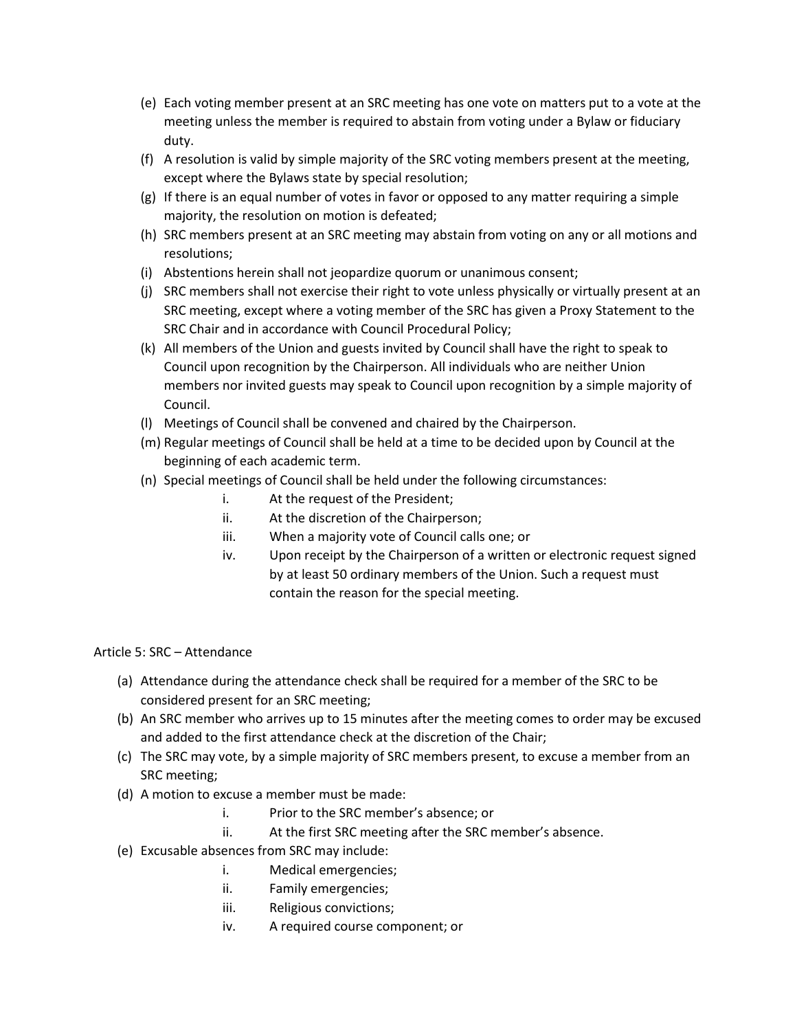(e) Each voting member present at an SRC meeting has one vote on matters put to a vote at the meeting unless the member is required to abstain from voting under a Bylaw or fiduciary duty.

(f) A resolution is valid by simple majority of the SRC voting members present at the meeting, except where the Bylaws state by special resolution;

(g) If there is an equal number of votes in favor or opposed to any matter requiring a simple majority, the resolution on motion is defeated;

(h) SRC members present at an SRC meeting may abstain from voting on any or all motions and resolutions;

(i) Abstentions herein shall not jeopardize quorum or unanimous consent;

(j) SRC members shall not exercise their right to vote unless physically or virtually present at an SRC meeting, except where a voting member of the SRC has given a Proxy Statement to the SRC Chair and in accordance with Council Procedural Policy;

(k) All members of the Union and guests invited by Council shall have the right to speak to Council upon recognition by the Chairperson. All individuals who are neither Union members nor invited guests may speak to Council upon recognition by a simple majority of Council.

(l) Meetings of Council shall be convened and chaired by the Chairperson.

(m) Regular meetings of Council shall be held at a time to be decided upon by Council at the beginning of each academic term.

(n) Special meetings of Council shall be held under the following circumstances:

   i. At the request of the President;
   ii. At the discretion of the Chairperson;
   iii. When a majority vote of Council calls one; or
   iv. Upon receipt by the Chairperson of a written or electronic request signed by at least 50 ordinary members of the Union. Such a request must contain the reason for the special meeting.

Article 5: SRC – Attendance

(a) Attendance during the attendance check shall be required for a member of the SRC to be considered present for an SRC meeting;

(b) An SRC member who arrives up to 15 minutes after the meeting comes to order may be excused and added to the first attendance check at the discretion of the Chair;

(c) The SRC may vote, by a simple majority of SRC members present, to excuse a member from an SRC meeting;

(d) A motion to excuse a member must be made:

   i. Prior to the SRC member's absence; or
   ii. At the first SRC meeting after the SRC member's absence.

(e) Excusable absences from SRC may include:

   i. Medical emergencies;
   ii. Family emergencies;
   iii. Religious convictions;
   iv. A required course component; or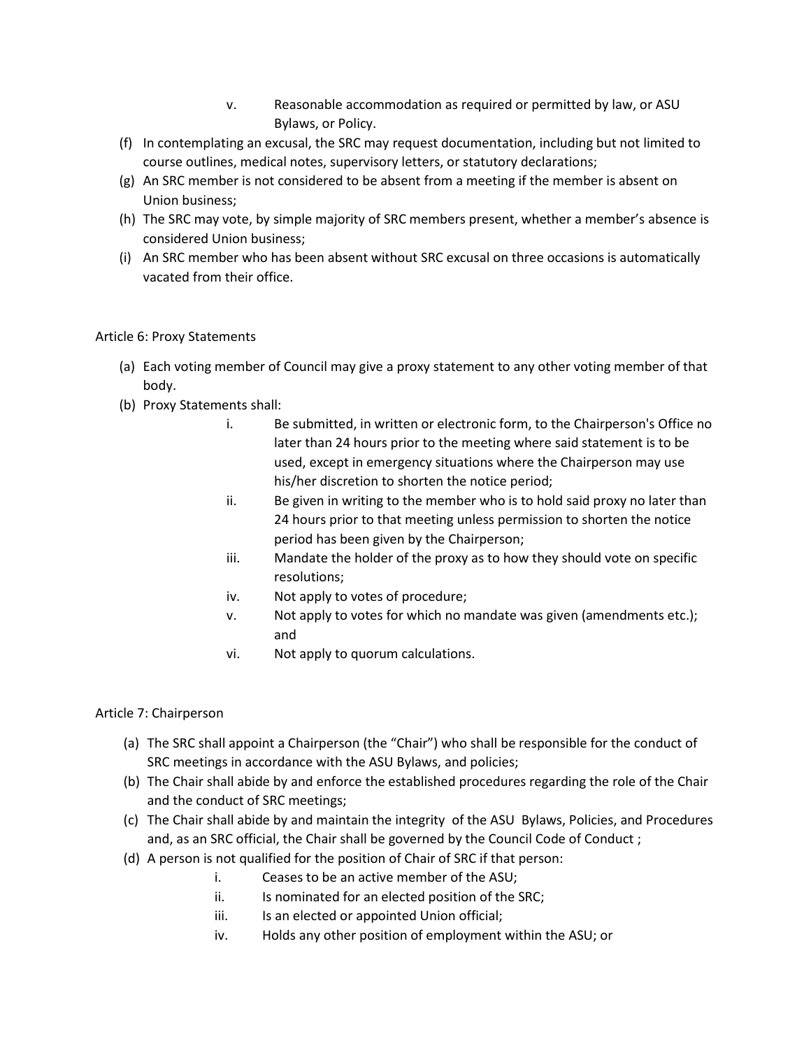v. Reasonable accommodation as required or permitted by law, or ASU Bylaws, or Policy.

(f) In contemplating an excusal, the SRC may request documentation, including but not limited to course outlines, medical notes, supervisory letters, or statutory declarations;

(g) An SRC member is not considered to be absent from a meeting if the member is absent on Union business;

(h) The SRC may vote, by simple majority of SRC members present, whether a member's absence is considered Union business;

(i) An SRC member who has been absent without SRC excusal on three occasions is automatically vacated from their office.

## Article 6: Proxy Statements

(a) Each voting member of Council may give a proxy statement to any other voting member of that body.

(b) Proxy Statements shall:

   i. Be submitted, in written or electronic form, to the Chairperson's Office no later than 24 hours prior to the meeting where said statement is to be used, except in emergency situations where the Chairperson may use his/her discretion to shorten the notice period;

   ii. Be given in writing to the member who is to hold said proxy no later than 24 hours prior to that meeting unless permission to shorten the notice period has been given by the Chairperson;

   iii. Mandate the holder of the proxy as to how they should vote on specific resolutions;

   iv. Not apply to votes of procedure;

   v. Not apply to votes for which no mandate was given (amendments etc.); and

   vi. Not apply to quorum calculations.

## Article 7: Chairperson

(a) The SRC shall appoint a Chairperson (the "Chair") who shall be responsible for the conduct of SRC meetings in accordance with the ASU Bylaws, and policies;

(b) The Chair shall abide by and enforce the established procedures regarding the role of the Chair and the conduct of SRC meetings;

(c) The Chair shall abide by and maintain the integrity of the ASU Bylaws, Policies, and Procedures and, as an SRC official, the Chair shall be governed by the Council Code of Conduct ;

(d) A person is not qualified for the position of Chair of SRC if that person:

   i. Ceases to be an active member of the ASU;

   ii. Is nominated for an elected position of the SRC;

   iii. Is an elected or appointed Union official;

   iv. Holds any other position of employment within the ASU; or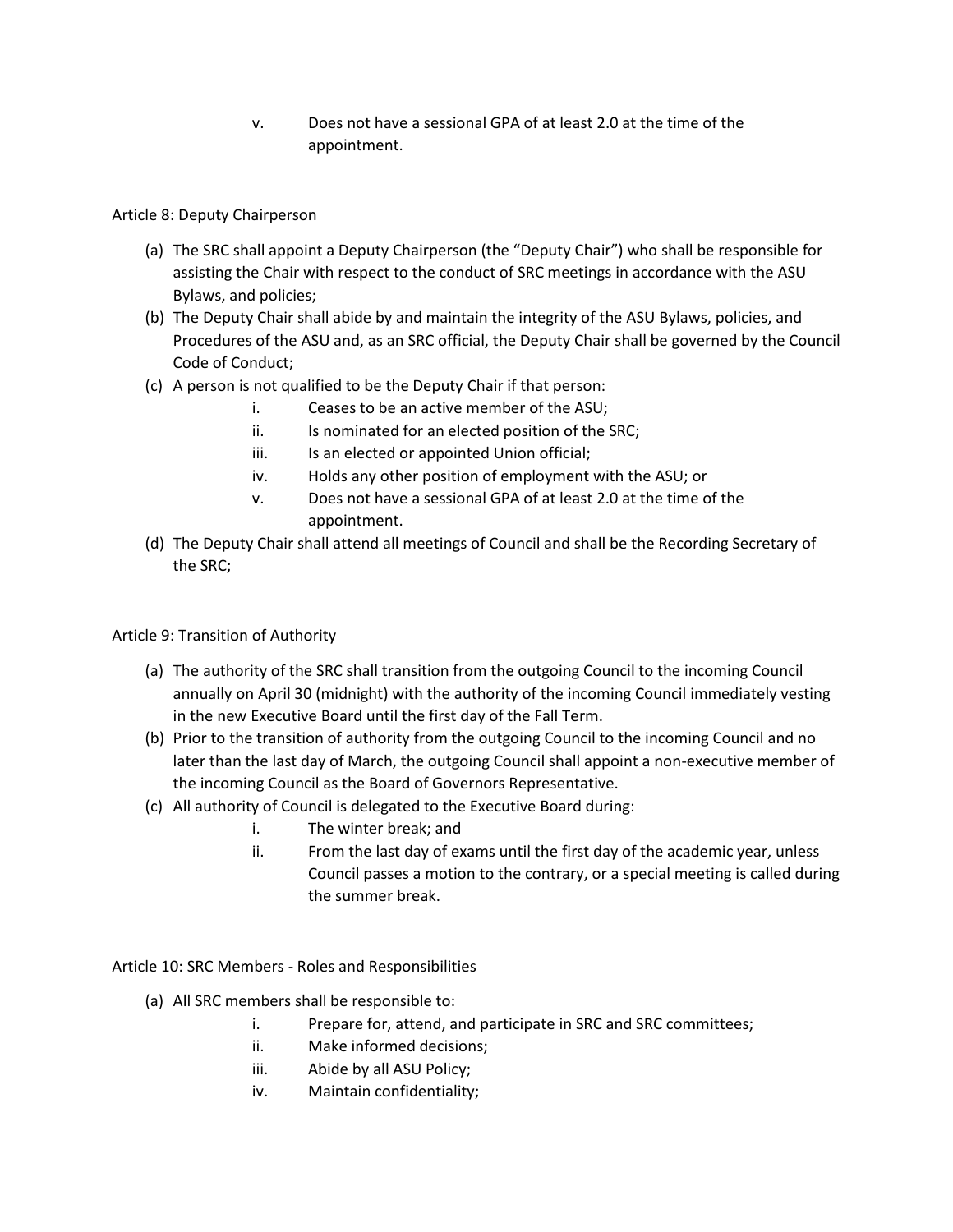v. Does not have a sessional GPA of at least 2.0 at the time of the appointment.

Article 8: Deputy Chairperson

(a) The SRC shall appoint a Deputy Chairperson (the "Deputy Chair") who shall be responsible for assisting the Chair with respect to the conduct of SRC meetings in accordance with the ASU Bylaws, and policies;

(b) The Deputy Chair shall abide by and maintain the integrity of the ASU Bylaws, policies, and Procedures of the ASU and, as an SRC official, the Deputy Chair shall be governed by the Council Code of Conduct;

(c) A person is not qualified to be the Deputy Chair if that person:

    i. Ceases to be an active member of the ASU;
    ii. Is nominated for an elected position of the SRC;
    iii. Is an elected or appointed Union official;
    iv. Holds any other position of employment with the ASU; or
    v. Does not have a sessional GPA of at least 2.0 at the time of the appointment.

(d) The Deputy Chair shall attend all meetings of Council and shall be the Recording Secretary of the SRC;

Article 9: Transition of Authority

(a) The authority of the SRC shall transition from the outgoing Council to the incoming Council annually on April 30 (midnight) with the authority of the incoming Council immediately vesting in the new Executive Board until the first day of the Fall Term.

(b) Prior to the transition of authority from the outgoing Council to the incoming Council and no later than the last day of March, the outgoing Council shall appoint a non-executive member of the incoming Council as the Board of Governors Representative.

(c) All authority of Council is delegated to the Executive Board during:

    i. The winter break; and
    ii. From the last day of exams until the first day of the academic year, unless Council passes a motion to the contrary, or a special meeting is called during the summer break.

Article 10: SRC Members - Roles and Responsibilities

(a) All SRC members shall be responsible to:

    i. Prepare for, attend, and participate in SRC and SRC committees;
    ii. Make informed decisions;
    iii. Abide by all ASU Policy;
    iv. Maintain confidentiality;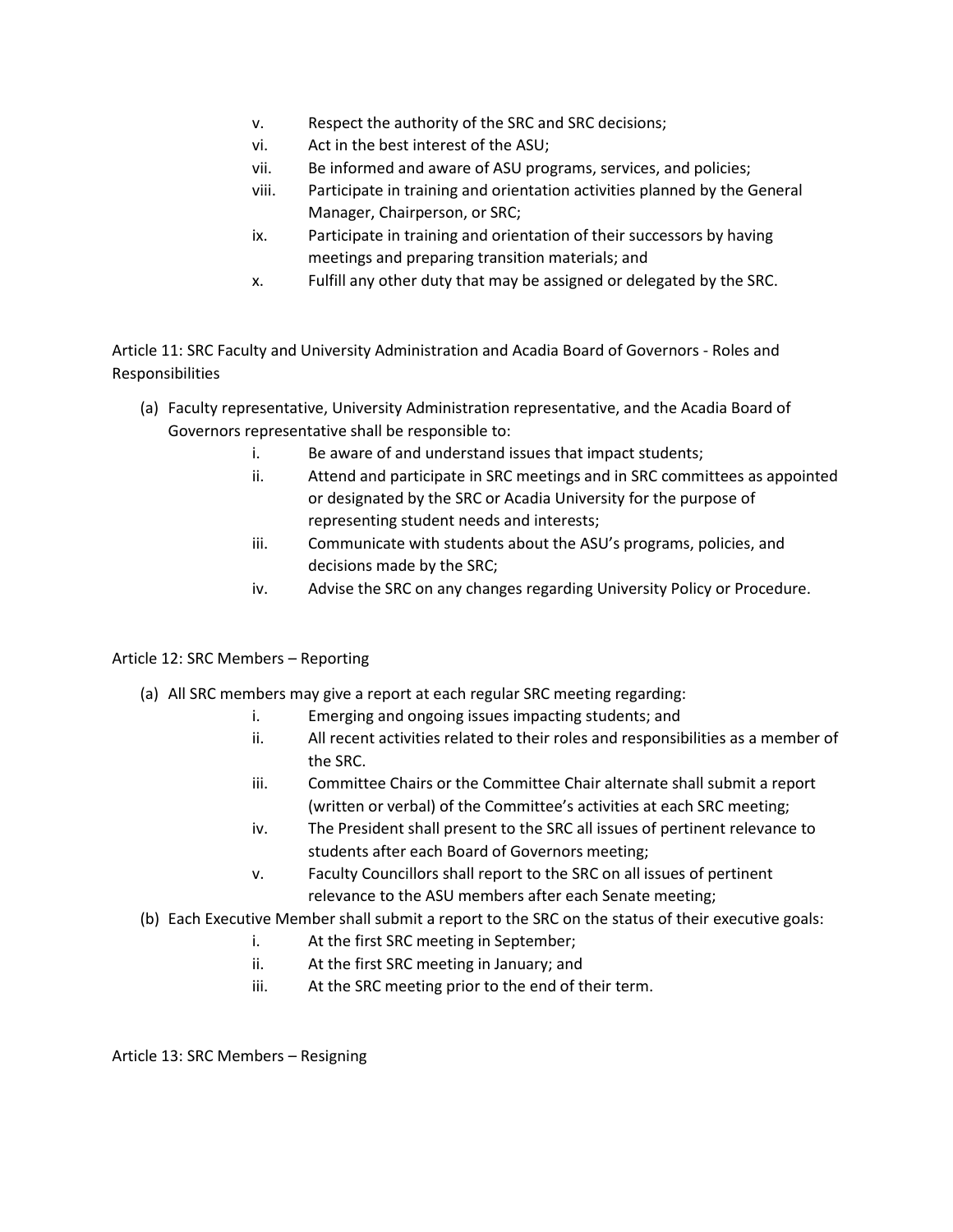v. Respect the authority of the SRC and SRC decisions;
vi. Act in the best interest of the ASU;
vii. Be informed and aware of ASU programs, services, and policies;
viii. Participate in training and orientation activities planned by the General Manager, Chairperson, or SRC;
ix. Participate in training and orientation of their successors by having meetings and preparing transition materials; and
x. Fulfill any other duty that may be assigned or delegated by the SRC.

Article 11: SRC Faculty and University Administration and Acadia Board of Governors - Roles and Responsibilities

(a) Faculty representative, University Administration representative, and the Acadia Board of Governors representative shall be responsible to:
  i. Be aware of and understand issues that impact students;
  ii. Attend and participate in SRC meetings and in SRC committees as appointed or designated by the SRC or Acadia University for the purpose of representing student needs and interests;
  iii. Communicate with students about the ASU's programs, policies, and decisions made by the SRC;
  iv. Advise the SRC on any changes regarding University Policy or Procedure.

Article 12: SRC Members – Reporting

(a) All SRC members may give a report at each regular SRC meeting regarding:
  i. Emerging and ongoing issues impacting students; and
  ii. All recent activities related to their roles and responsibilities as a member of the SRC.
  iii. Committee Chairs or the Committee Chair alternate shall submit a report (written or verbal) of the Committee's activities at each SRC meeting;
  iv. The President shall present to the SRC all issues of pertinent relevance to students after each Board of Governors meeting;
  v. Faculty Councillors shall report to the SRC on all issues of pertinent relevance to the ASU members after each Senate meeting;

(b) Each Executive Member shall submit a report to the SRC on the status of their executive goals:
  i. At the first SRC meeting in September;
  ii. At the first SRC meeting in January; and
  iii. At the SRC meeting prior to the end of their term.

Article 13: SRC Members – Resigning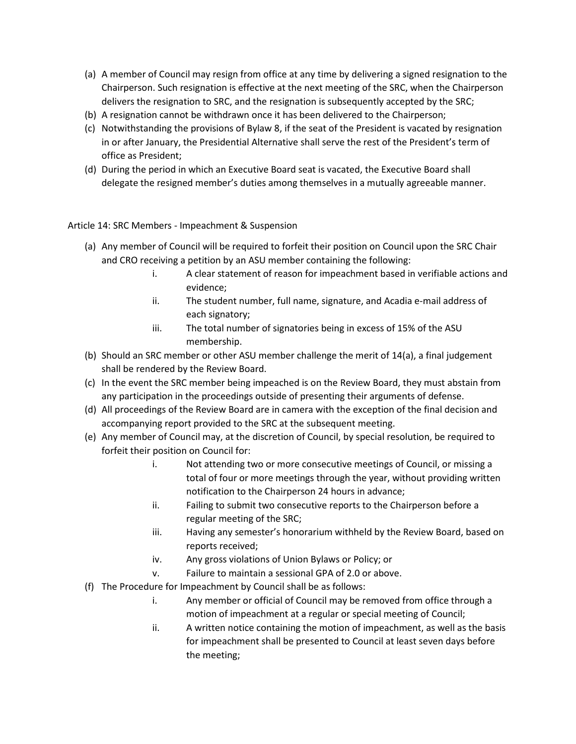(a) A member of Council may resign from office at any time by delivering a signed resignation to the Chairperson. Such resignation is effective at the next meeting of the SRC, when the Chairperson delivers the resignation to SRC, and the resignation is subsequently accepted by the SRC;

(b) A resignation cannot be withdrawn once it has been delivered to the Chairperson;

(c) Notwithstanding the provisions of Bylaw 8, if the seat of the President is vacated by resignation in or after January, the Presidential Alternative shall serve the rest of the President's term of office as President;

(d) During the period in which an Executive Board seat is vacated, the Executive Board shall delegate the resigned member's duties among themselves in a mutually agreeable manner.

## Article 14: SRC Members - Impeachment & Suspension

(a) Any member of Council will be required to forfeit their position on Council upon the SRC Chair and CRO receiving a petition by an ASU member containing the following:

 i. A clear statement of reason for impeachment based in verifiable actions and evidence;

 ii. The student number, full name, signature, and Acadia e-mail address of each signatory;

 iii. The total number of signatories being in excess of 15% of the ASU membership.

(b) Should an SRC member or other ASU member challenge the merit of 14(a), a final judgement shall be rendered by the Review Board.

(c) In the event the SRC member being impeached is on the Review Board, they must abstain from any participation in the proceedings outside of presenting their arguments of defense.

(d) All proceedings of the Review Board are in camera with the exception of the final decision and accompanying report provided to the SRC at the subsequent meeting.

(e) Any member of Council may, at the discretion of Council, by special resolution, be required to forfeit their position on Council for:

 i. Not attending two or more consecutive meetings of Council, or missing a total of four or more meetings through the year, without providing written notification to the Chairperson 24 hours in advance;

 ii. Failing to submit two consecutive reports to the Chairperson before a regular meeting of the SRC;

 iii. Having any semester's honorarium withheld by the Review Board, based on reports received;

 iv. Any gross violations of Union Bylaws or Policy; or

 v. Failure to maintain a sessional GPA of 2.0 or above.

(f) The Procedure for Impeachment by Council shall be as follows:

 i. Any member or official of Council may be removed from office through a motion of impeachment at a regular or special meeting of Council;

 ii. A written notice containing the motion of impeachment, as well as the basis for impeachment shall be presented to Council at least seven days before the meeting;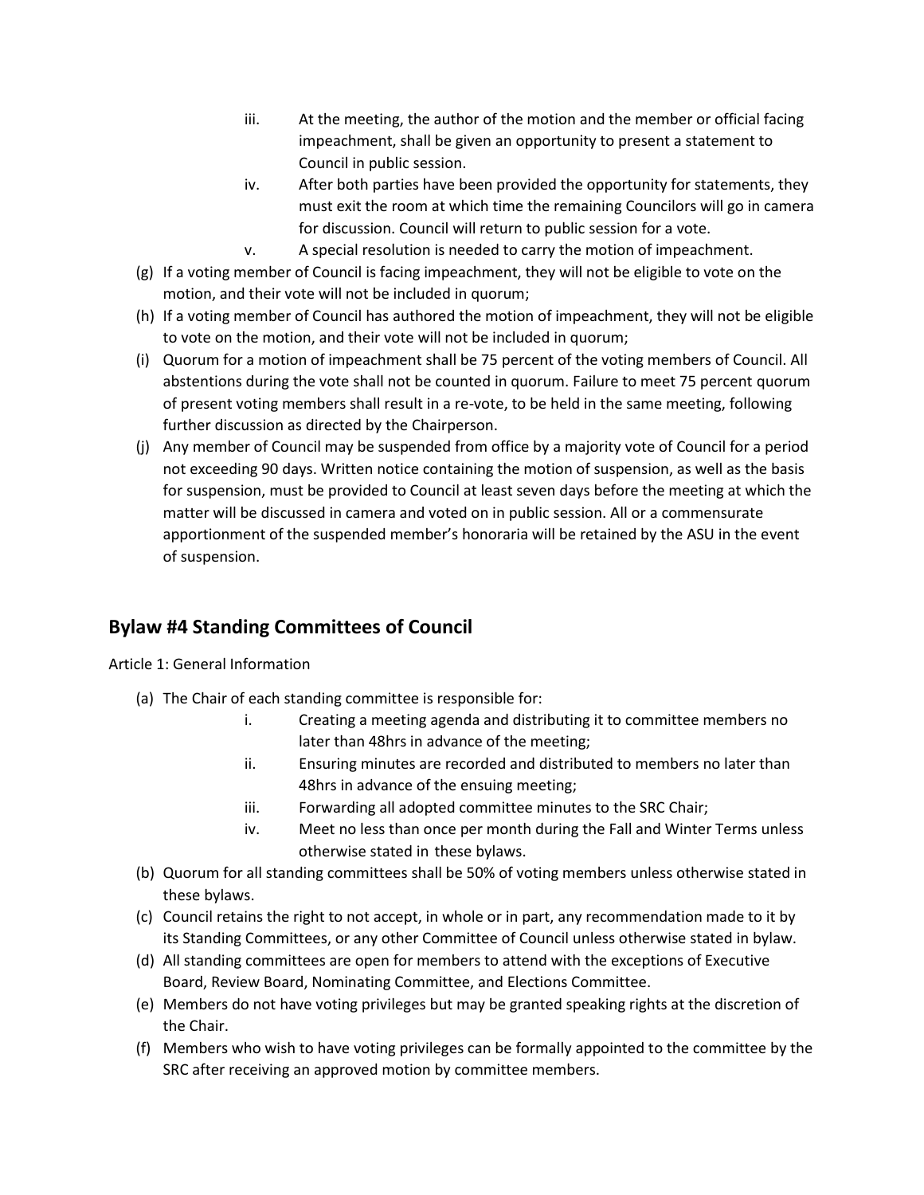iii. At the meeting, the author of the motion and the member or official facing impeachment, shall be given an opportunity to present a statement to Council in public session.

iv. After both parties have been provided the opportunity for statements, they must exit the room at which time the remaining Councilors will go in camera for discussion. Council will return to public session for a vote.

v. A special resolution is needed to carry the motion of impeachment.

(g) If a voting member of Council is facing impeachment, they will not be eligible to vote on the motion, and their vote will not be included in quorum;

(h) If a voting member of Council has authored the motion of impeachment, they will not be eligible to vote on the motion, and their vote will not be included in quorum;

(i) Quorum for a motion of impeachment shall be 75 percent of the voting members of Council. All abstentions during the vote shall not be counted in quorum. Failure to meet 75 percent quorum of present voting members shall result in a re-vote, to be held in the same meeting, following further discussion as directed by the Chairperson.

(j) Any member of Council may be suspended from office by a majority vote of Council for a period not exceeding 90 days. Written notice containing the motion of suspension, as well as the basis for suspension, must be provided to Council at least seven days before the meeting at which the matter will be discussed in camera and voted on in public session. All or a commensurate apportionment of the suspended member's honoraria will be retained by the ASU in the event of suspension.

## Bylaw #4 Standing Committees of Council

Article 1: General Information

(a) The Chair of each standing committee is responsible for:

i. Creating a meeting agenda and distributing it to committee members no later than 48hrs in advance of the meeting;

ii. Ensuring minutes are recorded and distributed to members no later than 48hrs in advance of the ensuing meeting;

iii. Forwarding all adopted committee minutes to the SRC Chair;

iv. Meet no less than once per month during the Fall and Winter Terms unless otherwise stated in these bylaws.

(b) Quorum for all standing committees shall be 50% of voting members unless otherwise stated in these bylaws.

(c) Council retains the right to not accept, in whole or in part, any recommendation made to it by its Standing Committees, or any other Committee of Council unless otherwise stated in bylaw.

(d) All standing committees are open for members to attend with the exceptions of Executive Board, Review Board, Nominating Committee, and Elections Committee.

(e) Members do not have voting privileges but may be granted speaking rights at the discretion of the Chair.

(f) Members who wish to have voting privileges can be formally appointed to the committee by the SRC after receiving an approved motion by committee members.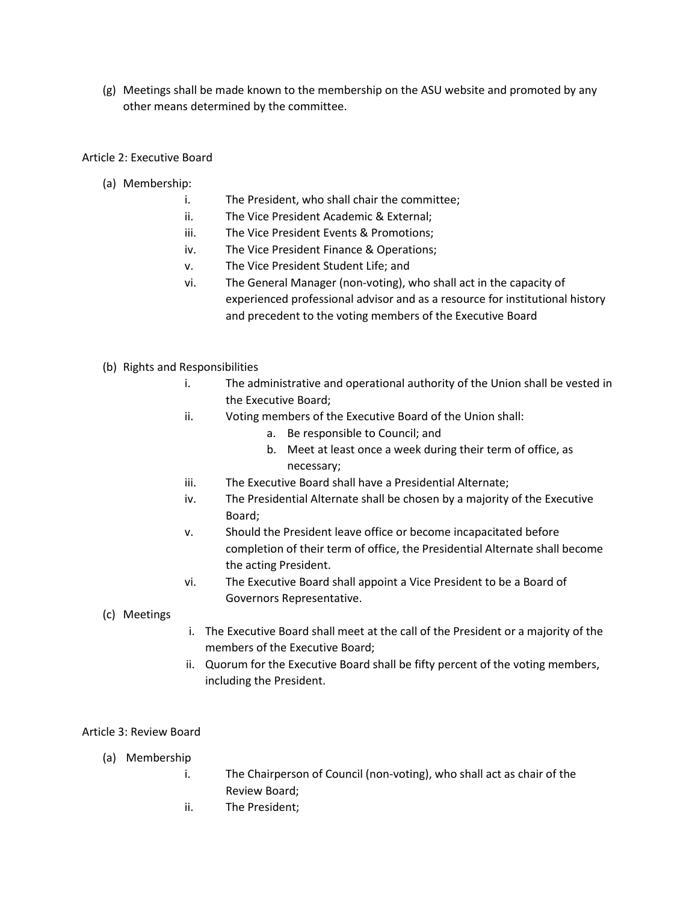(g) Meetings shall be made known to the membership on the ASU website and promoted by any other means determined by the committee.

## Article 2: Executive Board

(a) Membership:

i. The President, who shall chair the committee;
ii. The Vice President Academic & External;
iii. The Vice President Events & Promotions;
iv. The Vice President Finance & Operations;
v. The Vice President Student Life; and
vi. The General Manager (non-voting), who shall act in the capacity of experienced professional advisor and as a resource for institutional history and precedent to the voting members of the Executive Board

(b) Rights and Responsibilities

i. The administrative and operational authority of the Union shall be vested in the Executive Board;
ii. Voting members of the Executive Board of the Union shall:
   a. Be responsible to Council; and
   b. Meet at least once a week during their term of office, as necessary;
iii. The Executive Board shall have a Presidential Alternate;
iv. The Presidential Alternate shall be chosen by a majority of the Executive Board;
v. Should the President leave office or become incapacitated before completion of their term of office, the Presidential Alternate shall become the acting President.
vi. The Executive Board shall appoint a Vice President to be a Board of Governors Representative.

(c) Meetings

i. The Executive Board shall meet at the call of the President or a majority of the members of the Executive Board;
ii. Quorum for the Executive Board shall be fifty percent of the voting members, including the President.

## Article 3: Review Board

(a) Membership

i. The Chairperson of Council (non-voting), who shall act as chair of the Review Board;
ii. The President;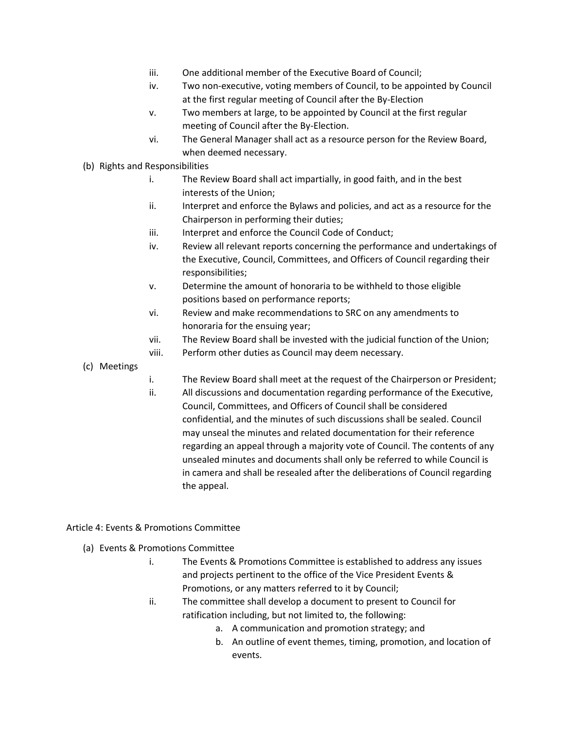iii. One additional member of the Executive Board of Council;
iv. Two non-executive, voting members of Council, to be appointed by Council at the first regular meeting of Council after the By-Election
v. Two members at large, to be appointed by Council at the first regular meeting of Council after the By-Election.
vi. The General Manager shall act as a resource person for the Review Board, when deemed necessary.

(b) Rights and Responsibilities

i. The Review Board shall act impartially, in good faith, and in the best interests of the Union;
ii. Interpret and enforce the Bylaws and policies, and act as a resource for the Chairperson in performing their duties;
iii. Interpret and enforce the Council Code of Conduct;
iv. Review all relevant reports concerning the performance and undertakings of the Executive, Council, Committees, and Officers of Council regarding their responsibilities;
v. Determine the amount of honoraria to be withheld to those eligible positions based on performance reports;
vi. Review and make recommendations to SRC on any amendments to honoraria for the ensuing year;
vii. The Review Board shall be invested with the judicial function of the Union;
viii. Perform other duties as Council may deem necessary.

(c) Meetings

i. The Review Board shall meet at the request of the Chairperson or President;
ii. All discussions and documentation regarding performance of the Executive, Council, Committees, and Officers of Council shall be considered confidential, and the minutes of such discussions shall be sealed. Council may unseal the minutes and related documentation for their reference regarding an appeal through a majority vote of Council. The contents of any unsealed minutes and documents shall only be referred to while Council is in camera and shall be resealed after the deliberations of Council regarding the appeal.

## Article 4: Events & Promotions Committee

(a) Events & Promotions Committee

i. The Events & Promotions Committee is established to address any issues and projects pertinent to the office of the Vice President Events & Promotions, or any matters referred to it by Council;
ii. The committee shall develop a document to present to Council for ratification including, but not limited to, the following:
   a. A communication and promotion strategy; and
   b. An outline of event themes, timing, promotion, and location of events.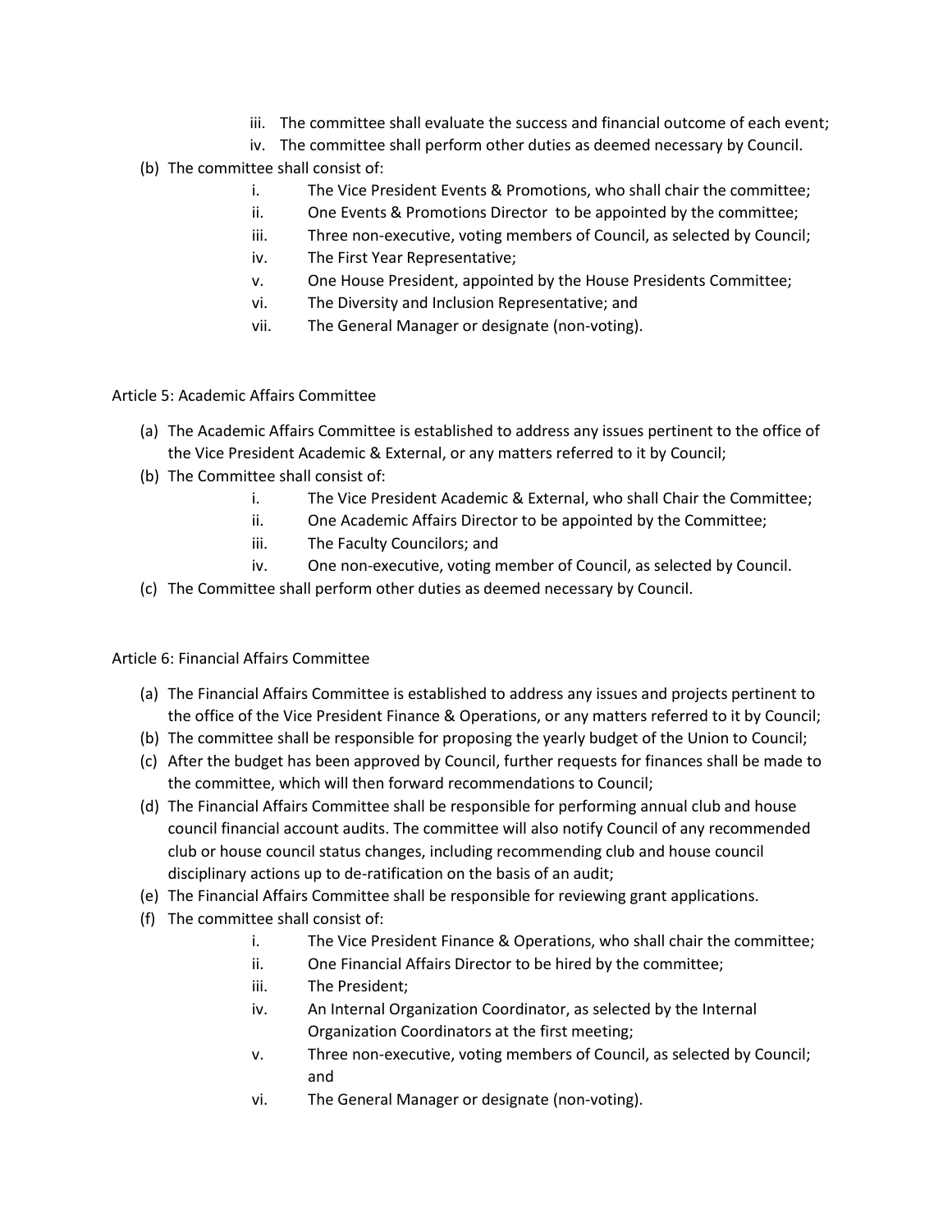iii. The committee shall evaluate the success and financial outcome of each event;

iv. The committee shall perform other duties as deemed necessary by Council.

(b) The committee shall consist of:

i. The Vice President Events & Promotions, who shall chair the committee;

ii. One Events & Promotions Director to be appointed by the committee;

iii. Three non-executive, voting members of Council, as selected by Council;

iv. The First Year Representative;

v. One House President, appointed by the House Presidents Committee;

vi. The Diversity and Inclusion Representative; and

vii. The General Manager or designate (non-voting).

## Article 5: Academic Affairs Committee

(a) The Academic Affairs Committee is established to address any issues pertinent to the office of the Vice President Academic & External, or any matters referred to it by Council;

(b) The Committee shall consist of:

i. The Vice President Academic & External, who shall Chair the Committee;

ii. One Academic Affairs Director to be appointed by the Committee;

iii. The Faculty Councilors; and

iv. One non-executive, voting member of Council, as selected by Council.

(c) The Committee shall perform other duties as deemed necessary by Council.

## Article 6: Financial Affairs Committee

(a) The Financial Affairs Committee is established to address any issues and projects pertinent to the office of the Vice President Finance & Operations, or any matters referred to it by Council;

(b) The committee shall be responsible for proposing the yearly budget of the Union to Council;

(c) After the budget has been approved by Council, further requests for finances shall be made to the committee, which will then forward recommendations to Council;

(d) The Financial Affairs Committee shall be responsible for performing annual club and house council financial account audits. The committee will also notify Council of any recommended club or house council status changes, including recommending club and house council disciplinary actions up to de-ratification on the basis of an audit;

(e) The Financial Affairs Committee shall be responsible for reviewing grant applications.

(f) The committee shall consist of:

i. The Vice President Finance & Operations, who shall chair the committee;

ii. One Financial Affairs Director to be hired by the committee;

iii. The President;

iv. An Internal Organization Coordinator, as selected by the Internal Organization Coordinators at the first meeting;

v. Three non-executive, voting members of Council, as selected by Council; and

vi. The General Manager or designate (non-voting).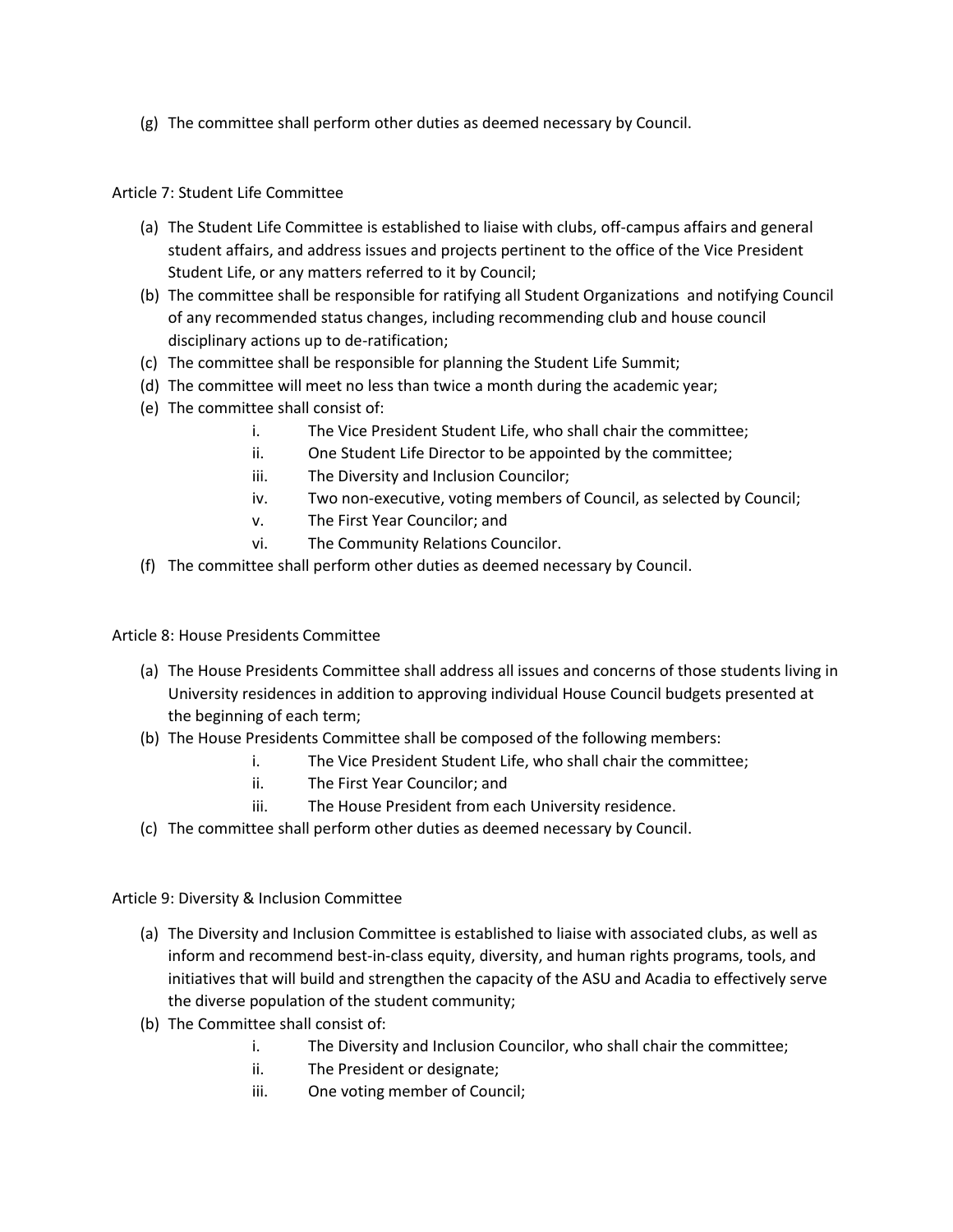(g) The committee shall perform other duties as deemed necessary by Council.

### Article 7: Student Life Committee

(a) The Student Life Committee is established to liaise with clubs, off-campus affairs and general student affairs, and address issues and projects pertinent to the office of the Vice President Student Life, or any matters referred to it by Council;

(b) The committee shall be responsible for ratifying all Student Organizations and notifying Council of any recommended status changes, including recommending club and house council disciplinary actions up to de-ratification;

(c) The committee shall be responsible for planning the Student Life Summit;

(d) The committee will meet no less than twice a month during the academic year;

(e) The committee shall consist of:

    i. The Vice President Student Life, who shall chair the committee;
    ii. One Student Life Director to be appointed by the committee;
    iii. The Diversity and Inclusion Councilor;
    iv. Two non-executive, voting members of Council, as selected by Council;
    v. The First Year Councilor; and
    vi. The Community Relations Councilor.

(f) The committee shall perform other duties as deemed necessary by Council.

### Article 8: House Presidents Committee

(a) The House Presidents Committee shall address all issues and concerns of those students living in University residences in addition to approving individual House Council budgets presented at the beginning of each term;

(b) The House Presidents Committee shall be composed of the following members:

    i. The Vice President Student Life, who shall chair the committee;
    ii. The First Year Councilor; and
    iii. The House President from each University residence.

(c) The committee shall perform other duties as deemed necessary by Council.

### Article 9: Diversity & Inclusion Committee

(a) The Diversity and Inclusion Committee is established to liaise with associated clubs, as well as inform and recommend best-in-class equity, diversity, and human rights programs, tools, and initiatives that will build and strengthen the capacity of the ASU and Acadia to effectively serve the diverse population of the student community;

(b) The Committee shall consist of:

    i. The Diversity and Inclusion Councilor, who shall chair the committee;
    ii. The President or designate;
    iii. One voting member of Council;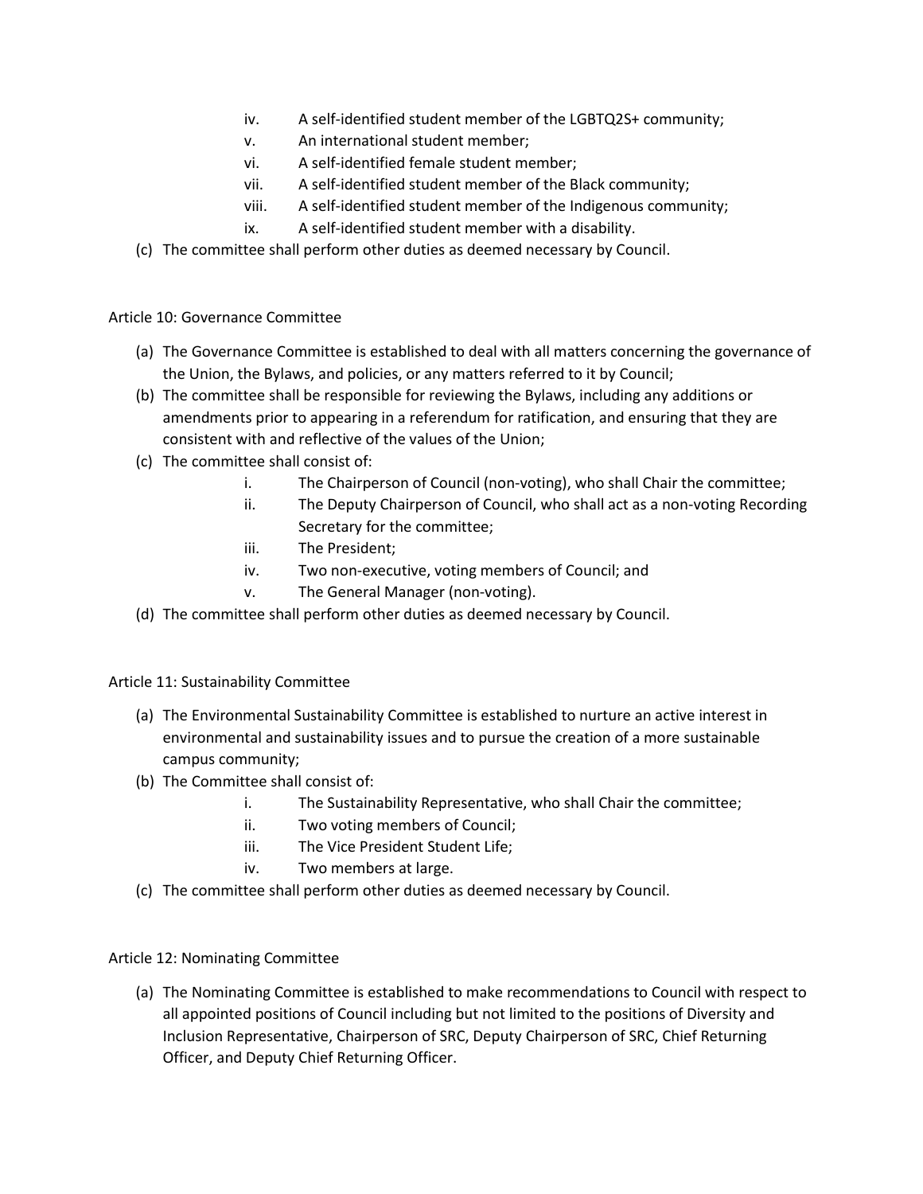iv. A self-identified student member of the LGBTQ2S+ community;
v. An international student member;
vi. A self-identified female student member;
vii. A self-identified student member of the Black community;
viii. A self-identified student member of the Indigenous community;
ix. A self-identified student member with a disability.

(c) The committee shall perform other duties as deemed necessary by Council.

Article 10: Governance Committee

(a) The Governance Committee is established to deal with all matters concerning the governance of the Union, the Bylaws, and policies, or any matters referred to it by Council;

(b) The committee shall be responsible for reviewing the Bylaws, including any additions or amendments prior to appearing in a referendum for ratification, and ensuring that they are consistent with and reflective of the values of the Union;

(c) The committee shall consist of:

i. The Chairperson of Council (non-voting), who shall Chair the committee;
ii. The Deputy Chairperson of Council, who shall act as a non-voting Recording Secretary for the committee;
iii. The President;
iv. Two non-executive, voting members of Council; and
v. The General Manager (non-voting).

(d) The committee shall perform other duties as deemed necessary by Council.

Article 11: Sustainability Committee

(a) The Environmental Sustainability Committee is established to nurture an active interest in environmental and sustainability issues and to pursue the creation of a more sustainable campus community;

(b) The Committee shall consist of:

i. The Sustainability Representative, who shall Chair the committee;
ii. Two voting members of Council;
iii. The Vice President Student Life;
iv. Two members at large.

(c) The committee shall perform other duties as deemed necessary by Council.

Article 12: Nominating Committee

(a) The Nominating Committee is established to make recommendations to Council with respect to all appointed positions of Council including but not limited to the positions of Diversity and Inclusion Representative, Chairperson of SRC, Deputy Chairperson of SRC, Chief Returning Officer, and Deputy Chief Returning Officer.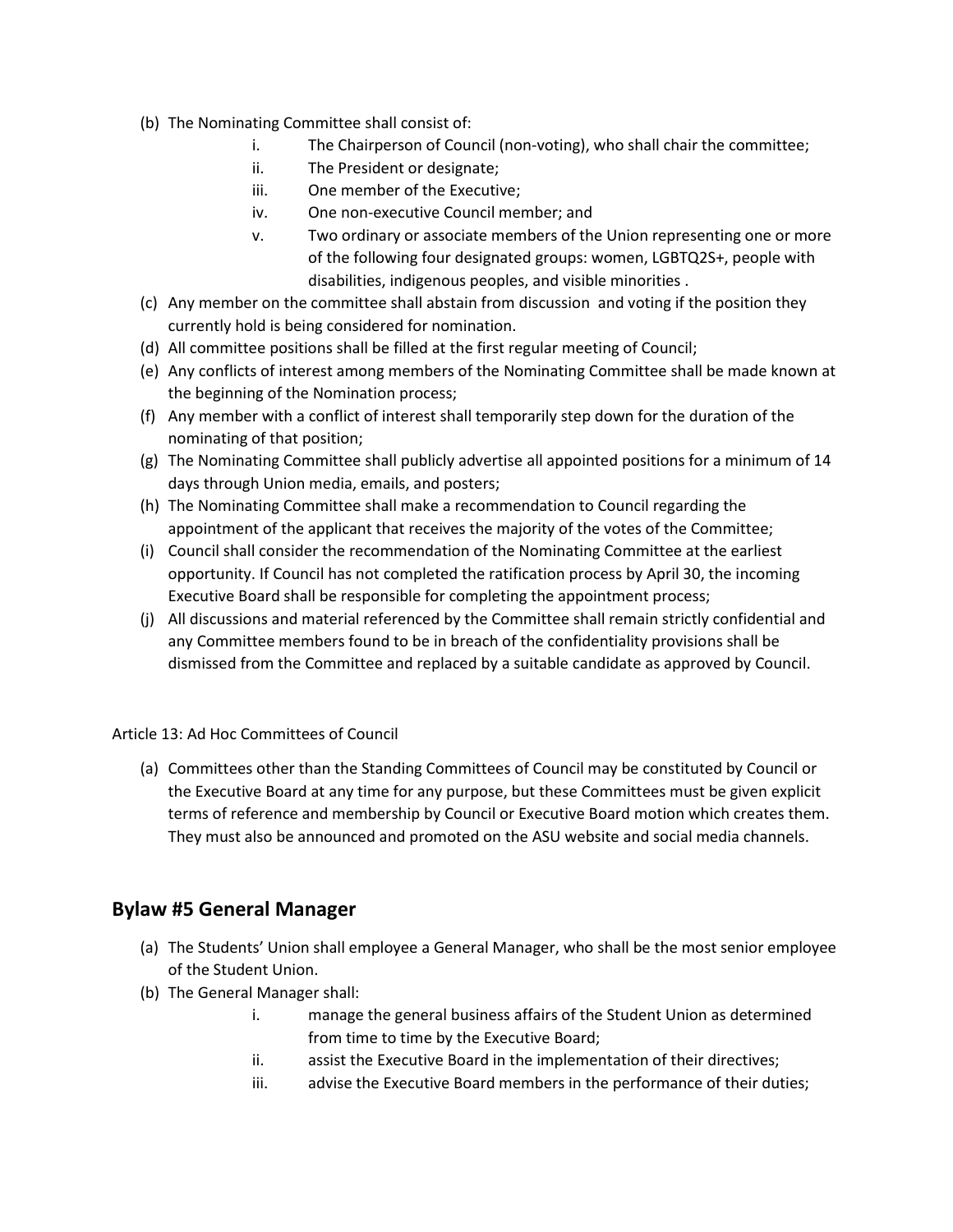(b) The Nominating Committee shall consist of:

  i. The Chairperson of Council (non-voting), who shall chair the committee;
  ii. The President or designate;
  iii. One member of the Executive;
  iv. One non-executive Council member; and
  v. Two ordinary or associate members of the Union representing one or more of the following four designated groups: women, LGBTQ2S+, people with disabilities, indigenous peoples, and visible minorities .

(c) Any member on the committee shall abstain from discussion and voting if the position they currently hold is being considered for nomination.

(d) All committee positions shall be filled at the first regular meeting of Council;

(e) Any conflicts of interest among members of the Nominating Committee shall be made known at the beginning of the Nomination process;

(f) Any member with a conflict of interest shall temporarily step down for the duration of the nominating of that position;

(g) The Nominating Committee shall publicly advertise all appointed positions for a minimum of 14 days through Union media, emails, and posters;

(h) The Nominating Committee shall make a recommendation to Council regarding the appointment of the applicant that receives the majority of the votes of the Committee;

(i) Council shall consider the recommendation of the Nominating Committee at the earliest opportunity. If Council has not completed the ratification process by April 30, the incoming Executive Board shall be responsible for completing the appointment process;

(j) All discussions and material referenced by the Committee shall remain strictly confidential and any Committee members found to be in breach of the confidentiality provisions shall be dismissed from the Committee and replaced by a suitable candidate as approved by Council.

Article 13: Ad Hoc Committees of Council

(a) Committees other than the Standing Committees of Council may be constituted by Council or the Executive Board at any time for any purpose, but these Committees must be given explicit terms of reference and membership by Council or Executive Board motion which creates them. They must also be announced and promoted on the ASU website and social media channels.

## Bylaw #5 General Manager

(a) The Students' Union shall employee a General Manager, who shall be the most senior employee of the Student Union.

(b) The General Manager shall:

  i. manage the general business affairs of the Student Union as determined from time to time by the Executive Board;
  ii. assist the Executive Board in the implementation of their directives;
  iii. advise the Executive Board members in the performance of their duties;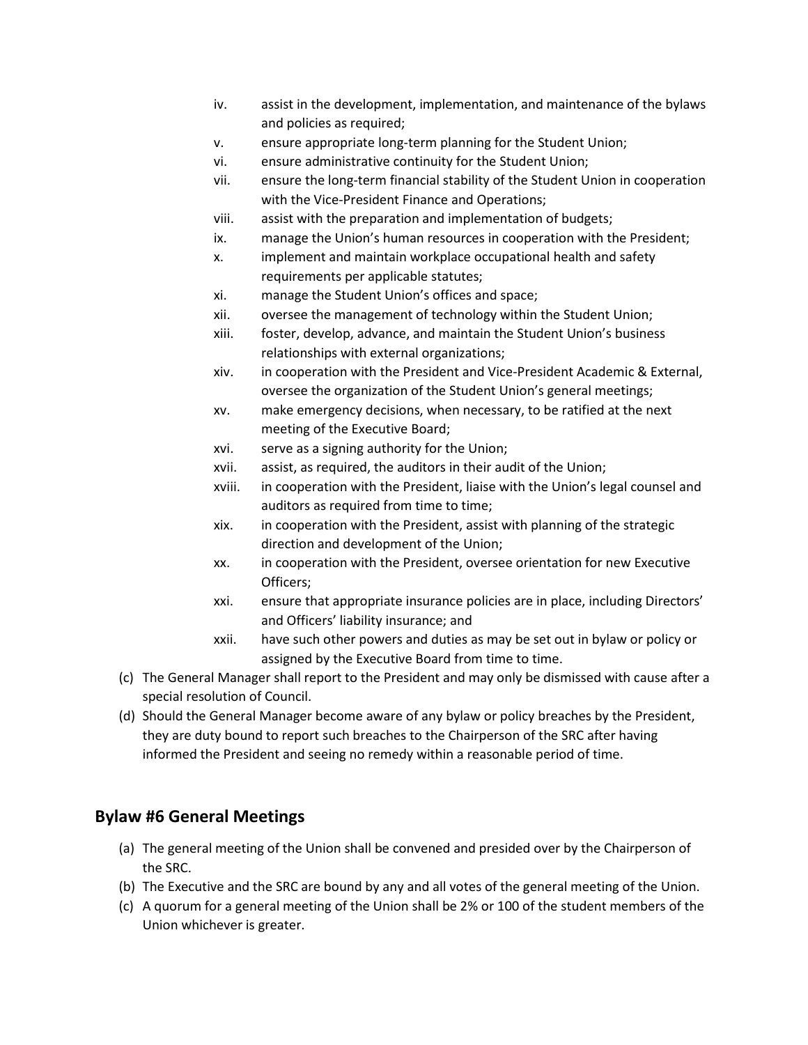iv. assist in the development, implementation, and maintenance of the bylaws and policies as required;
v. ensure appropriate long-term planning for the Student Union;
vi. ensure administrative continuity for the Student Union;
vii. ensure the long-term financial stability of the Student Union in cooperation with the Vice-President Finance and Operations;
viii. assist with the preparation and implementation of budgets;
ix. manage the Union's human resources in cooperation with the President;
x. implement and maintain workplace occupational health and safety requirements per applicable statutes;
xi. manage the Student Union's offices and space;
xii. oversee the management of technology within the Student Union;
xiii. foster, develop, advance, and maintain the Student Union's business relationships with external organizations;
xiv. in cooperation with the President and Vice-President Academic & External, oversee the organization of the Student Union's general meetings;
xv. make emergency decisions, when necessary, to be ratified at the next meeting of the Executive Board;
xvi. serve as a signing authority for the Union;
xvii. assist, as required, the auditors in their audit of the Union;
xviii. in cooperation with the President, liaise with the Union's legal counsel and auditors as required from time to time;
xix. in cooperation with the President, assist with planning of the strategic direction and development of the Union;
xx. in cooperation with the President, oversee orientation for new Executive Officers;
xxi. ensure that appropriate insurance policies are in place, including Directors' and Officers' liability insurance; and
xxii. have such other powers and duties as may be set out in bylaw or policy or assigned by the Executive Board from time to time.

(c) The General Manager shall report to the President and may only be dismissed with cause after a special resolution of Council.

(d) Should the General Manager become aware of any bylaw or policy breaches by the President, they are duty bound to report such breaches to the Chairperson of the SRC after having informed the President and seeing no remedy within a reasonable period of time.

## Bylaw #6 General Meetings

(a) The general meeting of the Union shall be convened and presided over by the Chairperson of the SRC.

(b) The Executive and the SRC are bound by any and all votes of the general meeting of the Union.

(c) A quorum for a general meeting of the Union shall be 2% or 100 of the student members of the Union whichever is greater.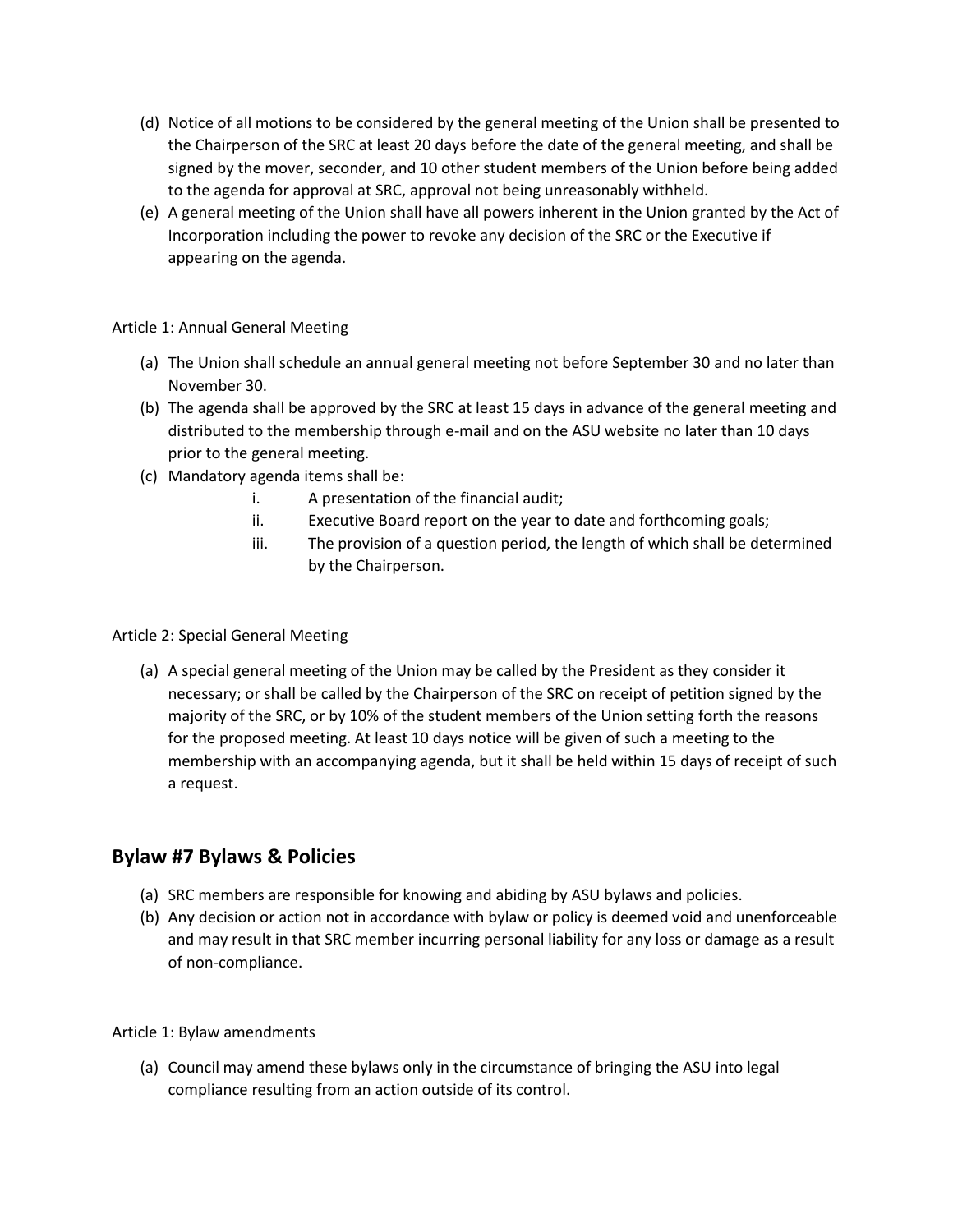(d) Notice of all motions to be considered by the general meeting of the Union shall be presented to the Chairperson of the SRC at least 20 days before the date of the general meeting, and shall be signed by the mover, seconder, and 10 other student members of the Union before being added to the agenda for approval at SRC, approval not being unreasonably withheld.

(e) A general meeting of the Union shall have all powers inherent in the Union granted by the Act of Incorporation including the power to revoke any decision of the SRC or the Executive if appearing on the agenda.

Article 1: Annual General Meeting

(a) The Union shall schedule an annual general meeting not before September 30 and no later than November 30.

(b) The agenda shall be approved by the SRC at least 15 days in advance of the general meeting and distributed to the membership through e-mail and on the ASU website no later than 10 days prior to the general meeting.

(c) Mandatory agenda items shall be:

   i. A presentation of the financial audit;

   ii. Executive Board report on the year to date and forthcoming goals;

   iii. The provision of a question period, the length of which shall be determined by the Chairperson.

Article 2: Special General Meeting

(a) A special general meeting of the Union may be called by the President as they consider it necessary; or shall be called by the Chairperson of the SRC on receipt of petition signed by the majority of the SRC, or by 10% of the student members of the Union setting forth the reasons for the proposed meeting. At least 10 days notice will be given of such a meeting to the membership with an accompanying agenda, but it shall be held within 15 days of receipt of such a request.

## Bylaw #7 Bylaws & Policies

(a) SRC members are responsible for knowing and abiding by ASU bylaws and policies.

(b) Any decision or action not in accordance with bylaw or policy is deemed void and unenforceable and may result in that SRC member incurring personal liability for any loss or damage as a result of non-compliance.

Article 1: Bylaw amendments

(a) Council may amend these bylaws only in the circumstance of bringing the ASU into legal compliance resulting from an action outside of its control.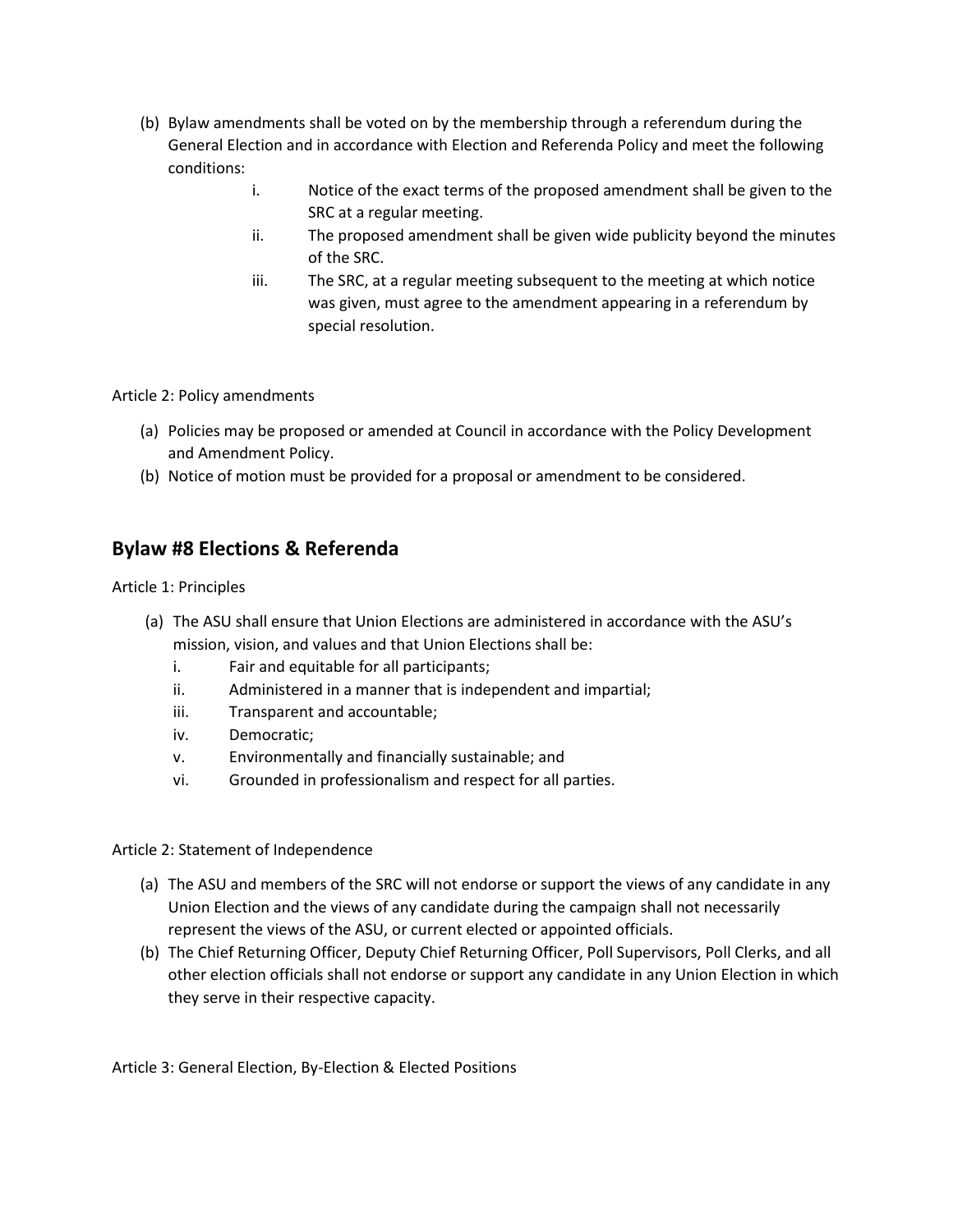(b) Bylaw amendments shall be voted on by the membership through a referendum during the General Election and in accordance with Election and Referenda Policy and meet the following conditions:
   i. Notice of the exact terms of the proposed amendment shall be given to the SRC at a regular meeting.
   ii. The proposed amendment shall be given wide publicity beyond the minutes of the SRC.
   iii. The SRC, at a regular meeting subsequent to the meeting at which notice was given, must agree to the amendment appearing in a referendum by special resolution.

Article 2: Policy amendments

(a) Policies may be proposed or amended at Council in accordance with the Policy Development and Amendment Policy.
(b) Notice of motion must be provided for a proposal or amendment to be considered.

## Bylaw #8 Elections & Referenda

Article 1: Principles

(a) The ASU shall ensure that Union Elections are administered in accordance with the ASU's mission, vision, and values and that Union Elections shall be:
   i. Fair and equitable for all participants;
   ii. Administered in a manner that is independent and impartial;
   iii. Transparent and accountable;
   iv. Democratic;
   v. Environmentally and financially sustainable; and
   vi. Grounded in professionalism and respect for all parties.

Article 2: Statement of Independence

(a) The ASU and members of the SRC will not endorse or support the views of any candidate in any Union Election and the views of any candidate during the campaign shall not necessarily represent the views of the ASU, or current elected or appointed officials.
(b) The Chief Returning Officer, Deputy Chief Returning Officer, Poll Supervisors, Poll Clerks, and all other election officials shall not endorse or support any candidate in any Union Election in which they serve in their respective capacity.

Article 3: General Election, By-Election & Elected Positions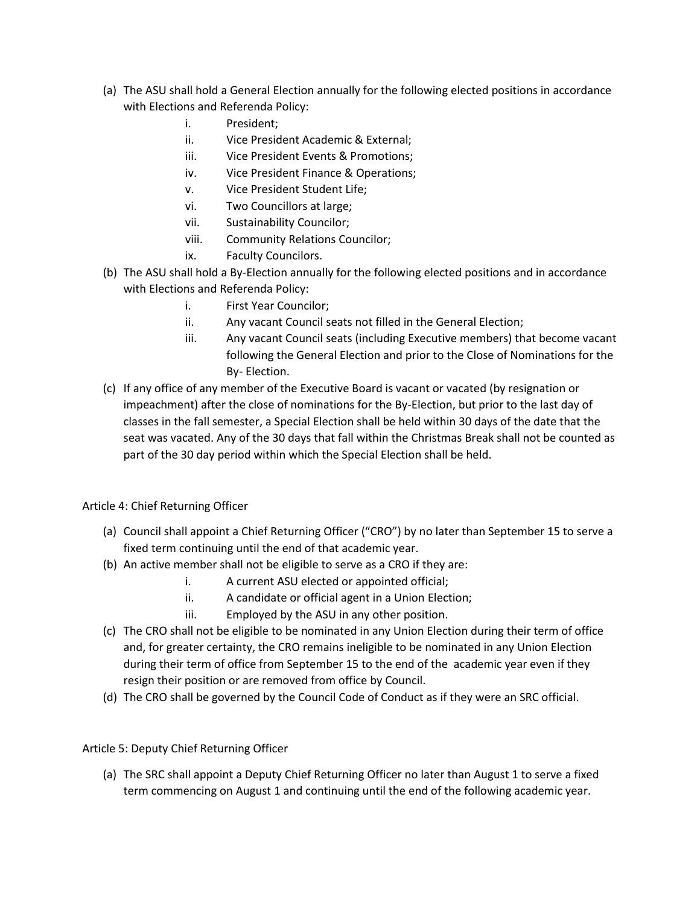(a) The ASU shall hold a General Election annually for the following elected positions in accordance with Elections and Referenda Policy:

i. President;
ii. Vice President Academic & External;
iii. Vice President Events & Promotions;
iv. Vice President Finance & Operations;
v. Vice President Student Life;
vi. Two Councillors at large;
vii. Sustainability Councilor;
viii. Community Relations Councilor;
ix. Faculty Councilors.

(b) The ASU shall hold a By-Election annually for the following elected positions and in accordance with Elections and Referenda Policy:

i. First Year Councilor;
ii. Any vacant Council seats not filled in the General Election;
iii. Any vacant Council seats (including Executive members) that become vacant following the General Election and prior to the Close of Nominations for the By- Election.

(c) If any office of any member of the Executive Board is vacant or vacated (by resignation or impeachment) after the close of nominations for the By-Election, but prior to the last day of classes in the fall semester, a Special Election shall be held within 30 days of the date that the seat was vacated. Any of the 30 days that fall within the Christmas Break shall not be counted as part of the 30 day period within which the Special Election shall be held.

Article 4: Chief Returning Officer

(a) Council shall appoint a Chief Returning Officer ("CRO") by no later than September 15 to serve a fixed term continuing until the end of that academic year.

(b) An active member shall not be eligible to serve as a CRO if they are:

i. A current ASU elected or appointed official;
ii. A candidate or official agent in a Union Election;
iii. Employed by the ASU in any other position.

(c) The CRO shall not be eligible to be nominated in any Union Election during their term of office and, for greater certainty, the CRO remains ineligible to be nominated in any Union Election during their term of office from September 15 to the end of the academic year even if they resign their position or are removed from office by Council.

(d) The CRO shall be governed by the Council Code of Conduct as if they were an SRC official.

Article 5: Deputy Chief Returning Officer

(a) The SRC shall appoint a Deputy Chief Returning Officer no later than August 1 to serve a fixed term commencing on August 1 and continuing until the end of the following academic year.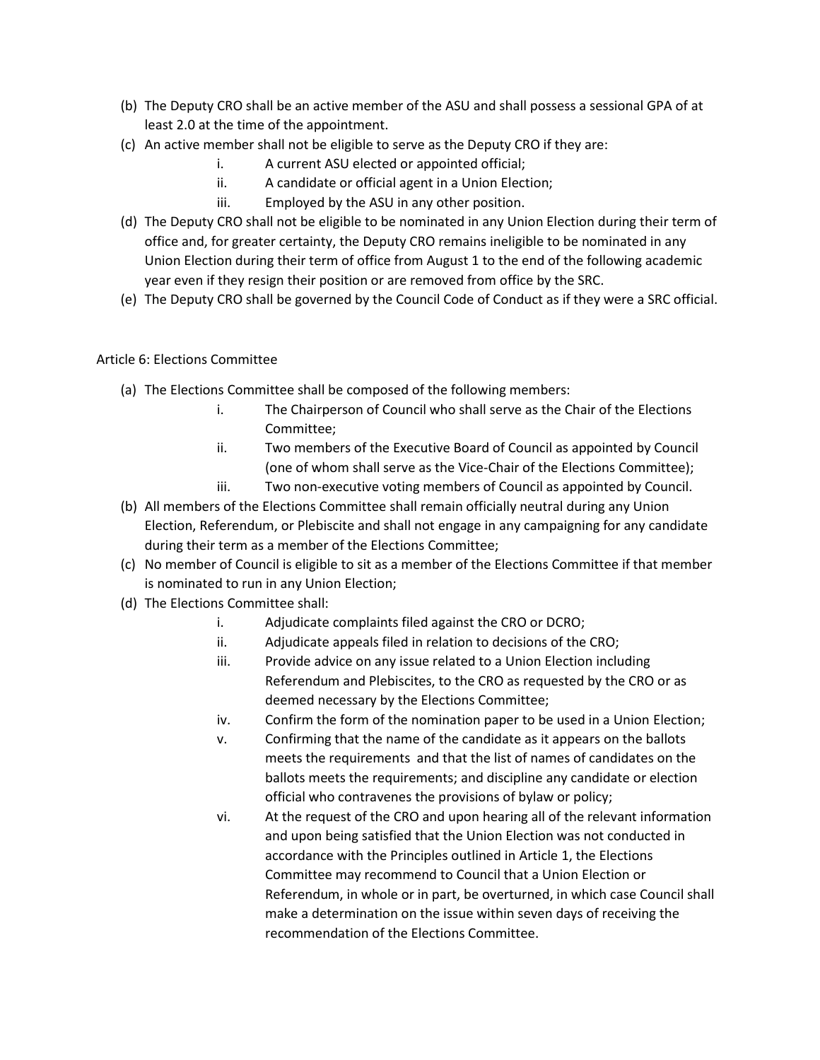(b) The Deputy CRO shall be an active member of the ASU and shall possess a sessional GPA of at least 2.0 at the time of the appointment.

(c) An active member shall not be eligible to serve as the Deputy CRO if they are:

    i. A current ASU elected or appointed official;
    ii. A candidate or official agent in a Union Election;
    iii. Employed by the ASU in any other position.

(d) The Deputy CRO shall not be eligible to be nominated in any Union Election during their term of office and, for greater certainty, the Deputy CRO remains ineligible to be nominated in any Union Election during their term of office from August 1 to the end of the following academic year even if they resign their position or are removed from office by the SRC.

(e) The Deputy CRO shall be governed by the Council Code of Conduct as if they were a SRC official.

## Article 6: Elections Committee

(a) The Elections Committee shall be composed of the following members:

    i. The Chairperson of Council who shall serve as the Chair of the Elections Committee;
    ii. Two members of the Executive Board of Council as appointed by Council (one of whom shall serve as the Vice-Chair of the Elections Committee);
    iii. Two non-executive voting members of Council as appointed by Council.

(b) All members of the Elections Committee shall remain officially neutral during any Union Election, Referendum, or Plebiscite and shall not engage in any campaigning for any candidate during their term as a member of the Elections Committee;

(c) No member of Council is eligible to sit as a member of the Elections Committee if that member is nominated to run in any Union Election;

(d) The Elections Committee shall:

    i. Adjudicate complaints filed against the CRO or DCRO;
    ii. Adjudicate appeals filed in relation to decisions of the CRO;
    iii. Provide advice on any issue related to a Union Election including Referendum and Plebiscites, to the CRO as requested by the CRO or as deemed necessary by the Elections Committee;
    iv. Confirm the form of the nomination paper to be used in a Union Election;
    v. Confirming that the name of the candidate as it appears on the ballots meets the requirements and that the list of names of candidates on the ballots meets the requirements; and discipline any candidate or election official who contravenes the provisions of bylaw or policy;
    vi. At the request of the CRO and upon hearing all of the relevant information and upon being satisfied that the Union Election was not conducted in accordance with the Principles outlined in Article 1, the Elections Committee may recommend to Council that a Union Election or Referendum, in whole or in part, be overturned, in which case Council shall make a determination on the issue within seven days of receiving the recommendation of the Elections Committee.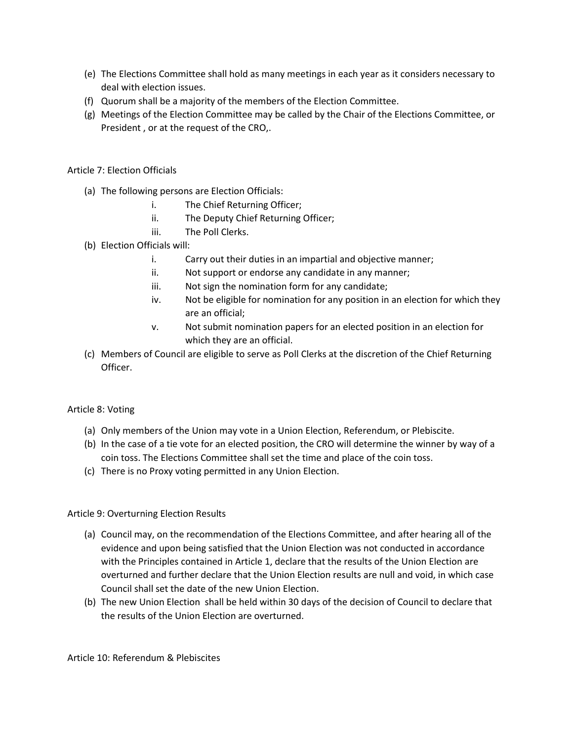(e) The Elections Committee shall hold as many meetings in each year as it considers necessary to deal with election issues.

(f) Quorum shall be a majority of the members of the Election Committee.

(g) Meetings of the Election Committee may be called by the Chair of the Elections Committee, or President , or at the request of the CRO,.

## Article 7: Election Officials

(a) The following persons are Election Officials:

   i. The Chief Returning Officer;

   ii. The Deputy Chief Returning Officer;

   iii. The Poll Clerks.

(b) Election Officials will:

   i. Carry out their duties in an impartial and objective manner;

   ii. Not support or endorse any candidate in any manner;

   iii. Not sign the nomination form for any candidate;

   iv. Not be eligible for nomination for any position in an election for which they are an official;

   v. Not submit nomination papers for an elected position in an election for which they are an official.

(c) Members of Council are eligible to serve as Poll Clerks at the discretion of the Chief Returning Officer.

## Article 8: Voting

(a) Only members of the Union may vote in a Union Election, Referendum, or Plebiscite.

(b) In the case of a tie vote for an elected position, the CRO will determine the winner by way of a coin toss. The Elections Committee shall set the time and place of the coin toss.

(c) There is no Proxy voting permitted in any Union Election.

## Article 9: Overturning Election Results

(a) Council may, on the recommendation of the Elections Committee, and after hearing all of the evidence and upon being satisfied that the Union Election was not conducted in accordance with the Principles contained in Article 1, declare that the results of the Union Election are overturned and further declare that the Union Election results are null and void, in which case Council shall set the date of the new Union Election.

(b) The new Union Election shall be held within 30 days of the decision of Council to declare that the results of the Union Election are overturned.

## Article 10: Referendum & Plebiscites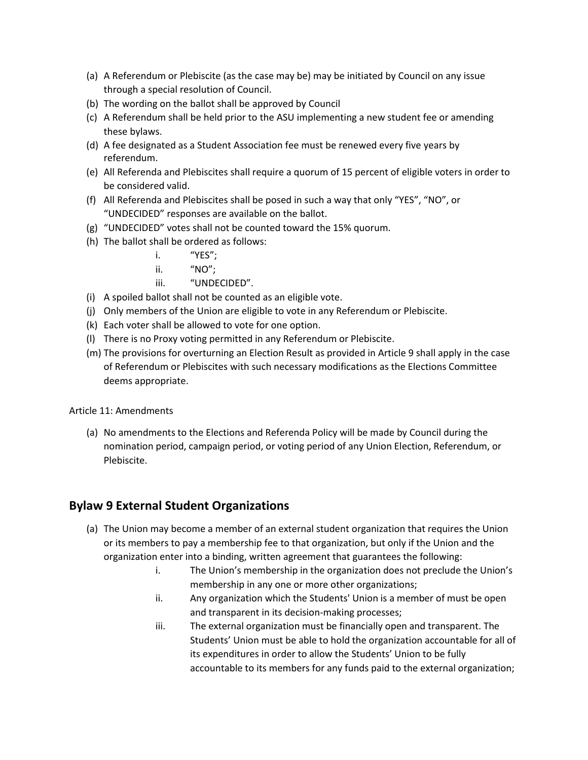(a) A Referendum or Plebiscite (as the case may be) may be initiated by Council on any issue through a special resolution of Council.
(b) The wording on the ballot shall be approved by Council
(c) A Referendum shall be held prior to the ASU implementing a new student fee or amending these bylaws.
(d) A fee designated as a Student Association fee must be renewed every five years by referendum.
(e) All Referenda and Plebiscites shall require a quorum of 15 percent of eligible voters in order to be considered valid.
(f) All Referenda and Plebiscites shall be posed in such a way that only "YES", "NO", or "UNDECIDED" responses are available on the ballot.
(g) "UNDECIDED" votes shall not be counted toward the 15% quorum.
(h) The ballot shall be ordered as follows:
    i. "YES";
    ii. "NO";
    iii. "UNDECIDED".
(i) A spoiled ballot shall not be counted as an eligible vote.
(j) Only members of the Union are eligible to vote in any Referendum or Plebiscite.
(k) Each voter shall be allowed to vote for one option.
(l) There is no Proxy voting permitted in any Referendum or Plebiscite.
(m) The provisions for overturning an Election Result as provided in Article 9 shall apply in the case of Referendum or Plebiscites with such necessary modifications as the Elections Committee deems appropriate.

Article 11: Amendments

(a) No amendments to the Elections and Referenda Policy will be made by Council during the nomination period, campaign period, or voting period of any Union Election, Referendum, or Plebiscite.

## Bylaw 9 External Student Organizations

(a) The Union may become a member of an external student organization that requires the Union or its members to pay a membership fee to that organization, but only if the Union and the organization enter into a binding, written agreement that guarantees the following:
    i. The Union's membership in the organization does not preclude the Union's membership in any one or more other organizations;
    ii. Any organization which the Students' Union is a member of must be open and transparent in its decision-making processes;
    iii. The external organization must be financially open and transparent. The Students' Union must be able to hold the organization accountable for all of its expenditures in order to allow the Students' Union to be fully accountable to its members for any funds paid to the external organization;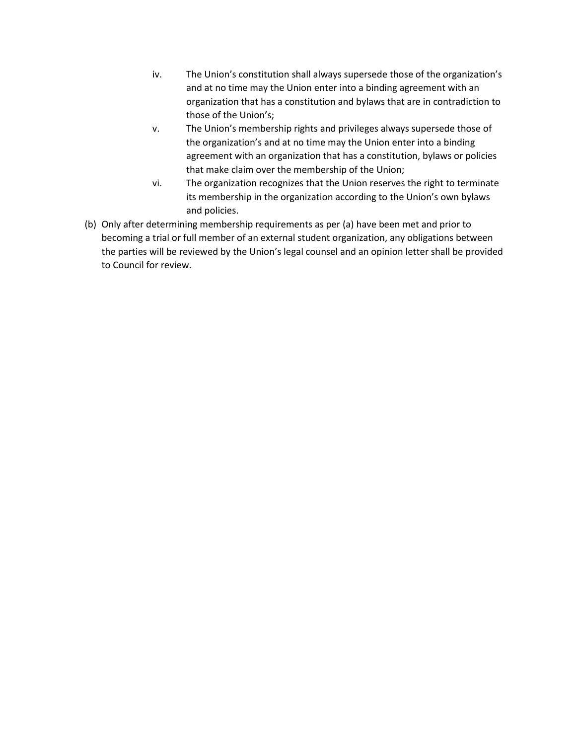iv. The Union's constitution shall always supersede those of the organization's and at no time may the Union enter into a binding agreement with an organization that has a constitution and bylaws that are in contradiction to those of the Union's;

v. The Union's membership rights and privileges always supersede those of the organization's and at no time may the Union enter into a binding agreement with an organization that has a constitution, bylaws or policies that make claim over the membership of the Union;

vi. The organization recognizes that the Union reserves the right to terminate its membership in the organization according to the Union's own bylaws and policies.

(b) Only after determining membership requirements as per (a) have been met and prior to becoming a trial or full member of an external student organization, any obligations between the parties will be reviewed by the Union's legal counsel and an opinion letter shall be provided to Council for review.